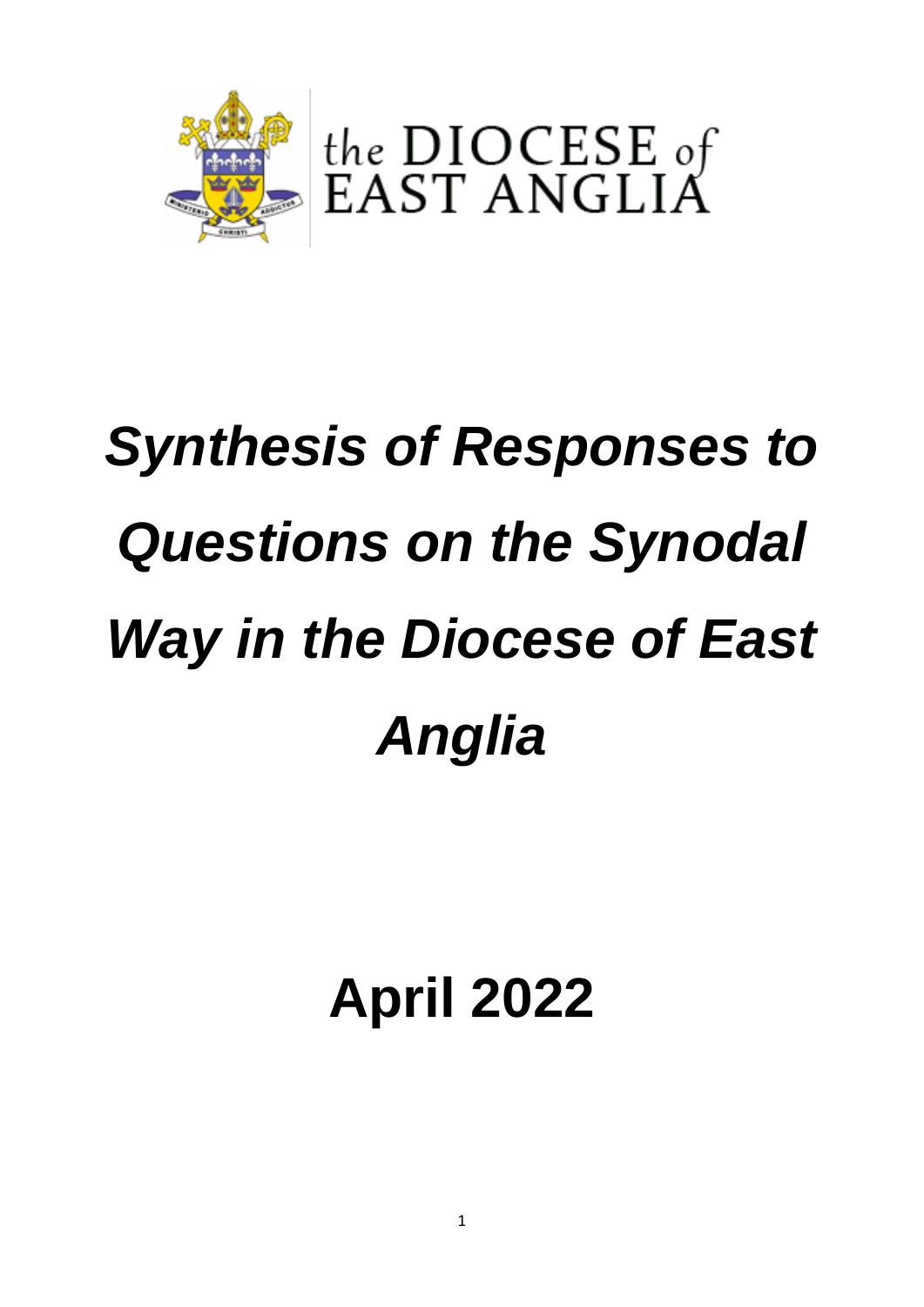the DIOCESE of EAST ANGLIA

# *Synthesis of Responses to Questions on the Synodal Way in the Diocese of East Anglia*

## April 2022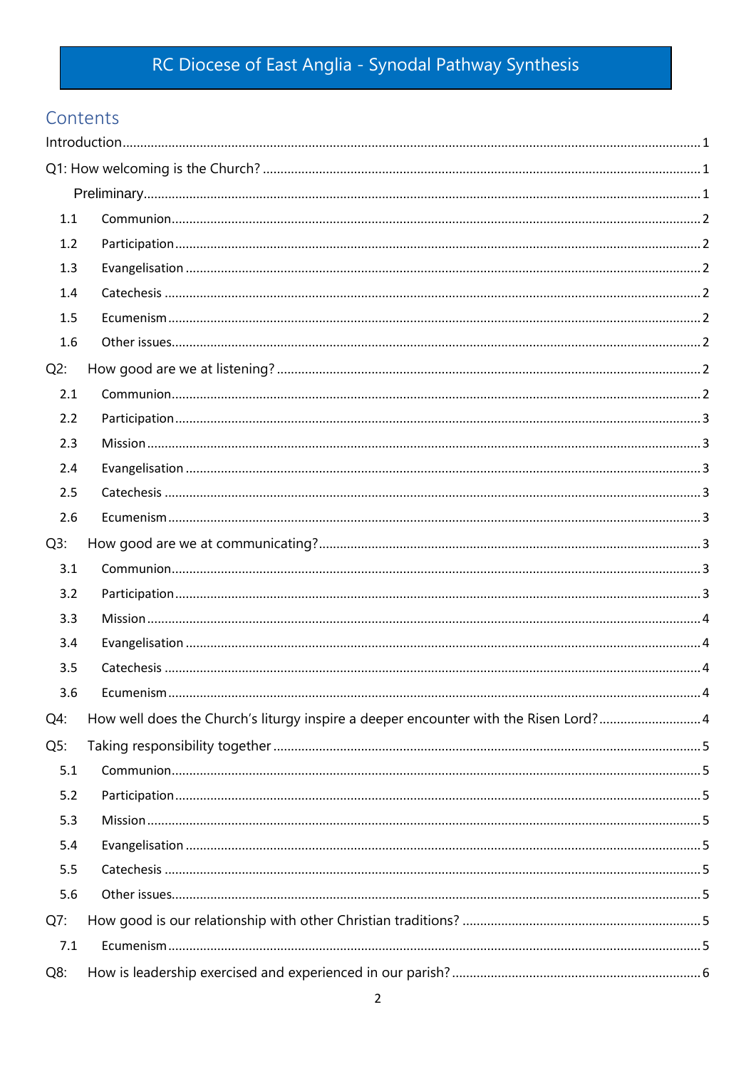# RC Diocese of East Anglia - Synodal Pathway Synthesis

## Contents

Introduction ........ 1

Q1: How welcoming is the Church? ........ 1

- Preliminary ........ 1
- 1.1 Communion ........ 2
- 1.2 Participation ........ 2
- 1.3 Evangelisation ........ 2
- 1.4 Catechesis ........ 2
- 1.5 Ecumenism ........ 2
- 1.6 Other issues ........ 2

Q2: How good are we at listening? ........ 2

- 2.1 Communion ........ 2
- 2.2 Participation ........ 3
- 2.3 Mission ........ 3
- 2.4 Evangelisation ........ 3
- 2.5 Catechesis ........ 3
- 2.6 Ecumenism ........ 3

Q3: How good are we at communicating? ........ 3

- 3.1 Communion ........ 3
- 3.2 Participation ........ 3
- 3.3 Mission ........ 4
- 3.4 Evangelisation ........ 4
- 3.5 Catechesis ........ 4
- 3.6 Ecumenism ........ 4

Q4: How well does the Church's liturgy inspire a deeper encounter with the Risen Lord? ........ 4

Q5: Taking responsibility together ........ 5

- 5.1 Communion ........ 5
- 5.2 Participation ........ 5
- 5.3 Mission ........ 5
- 5.4 Evangelisation ........ 5
- 5.5 Catechesis ........ 5
- 5.6 Other issues ........ 5

Q7: How good is our relationship with other Christian traditions? ........ 5

- 7.1 Ecumenism ........ 5

Q8: How is leadership exercised and experienced in our parish? ........ 6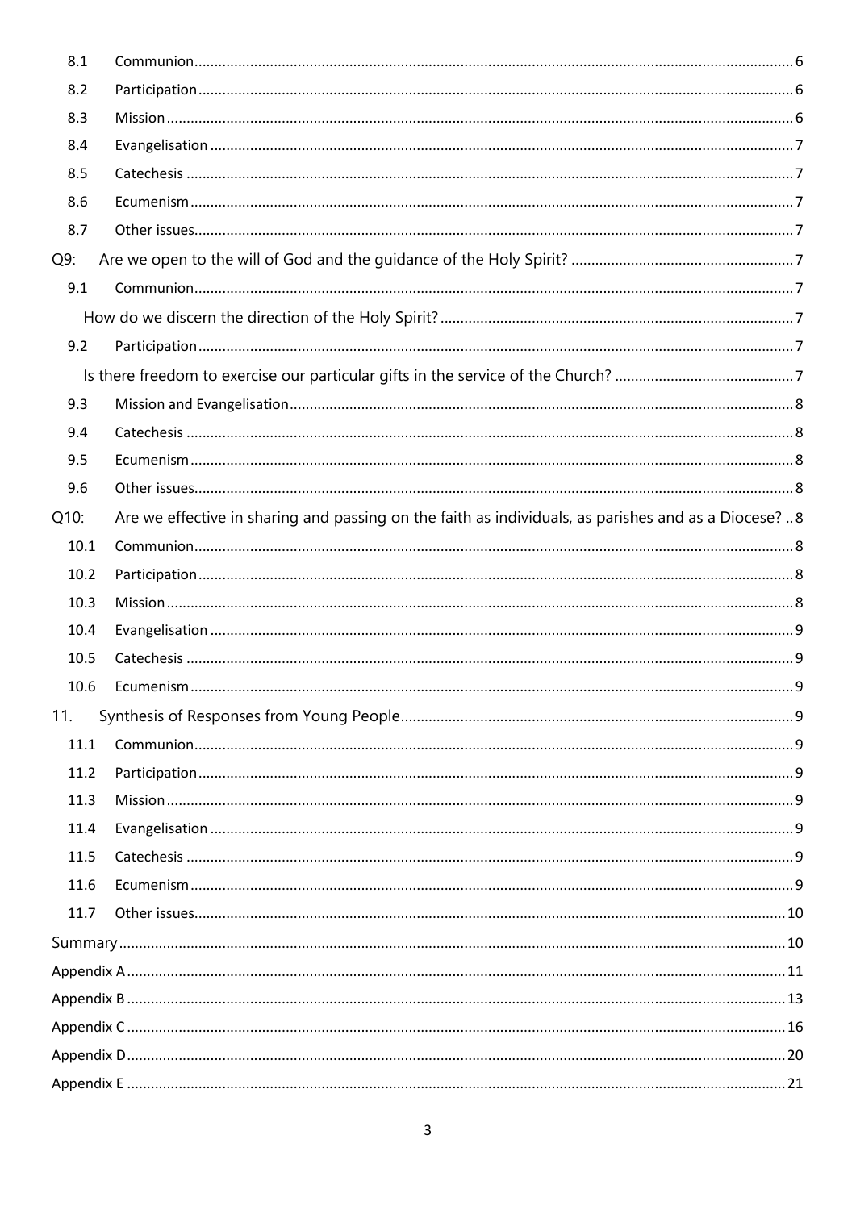8.1 Communion ........ 6
8.2 Participation ........ 6
8.3 Mission ........ 6
8.4 Evangelisation ........ 7
8.5 Catechesis ........ 7
8.6 Ecumenism ........ 7
8.7 Other issues ........ 7

Q9: Are we open to the will of God and the guidance of the Holy Spirit? ........ 7

9.1 Communion ........ 7

How do we discern the direction of the Holy Spirit? ........ 7

9.2 Participation ........ 7

Is there freedom to exercise our particular gifts in the service of the Church? ........ 7

9.3 Mission and Evangelisation ........ 8
9.4 Catechesis ........ 8
9.5 Ecumenism ........ 8
9.6 Other issues ........ 8

Q10: Are we effective in sharing and passing on the faith as individuals, as parishes and as a Diocese? .. 8

10.1 Communion ........ 8
10.2 Participation ........ 8
10.3 Mission ........ 8
10.4 Evangelisation ........ 9
10.5 Catechesis ........ 9
10.6 Ecumenism ........ 9

11. Synthesis of Responses from Young People ........ 9

11.1 Communion ........ 9
11.2 Participation ........ 9
11.3 Mission ........ 9
11.4 Evangelisation ........ 9
11.5 Catechesis ........ 9
11.6 Ecumenism ........ 9
11.7 Other issues ........ 10

Summary ........ 10

Appendix A ........ 11

Appendix B ........ 13

Appendix C ........ 16

Appendix D ........ 20

Appendix E ........ 21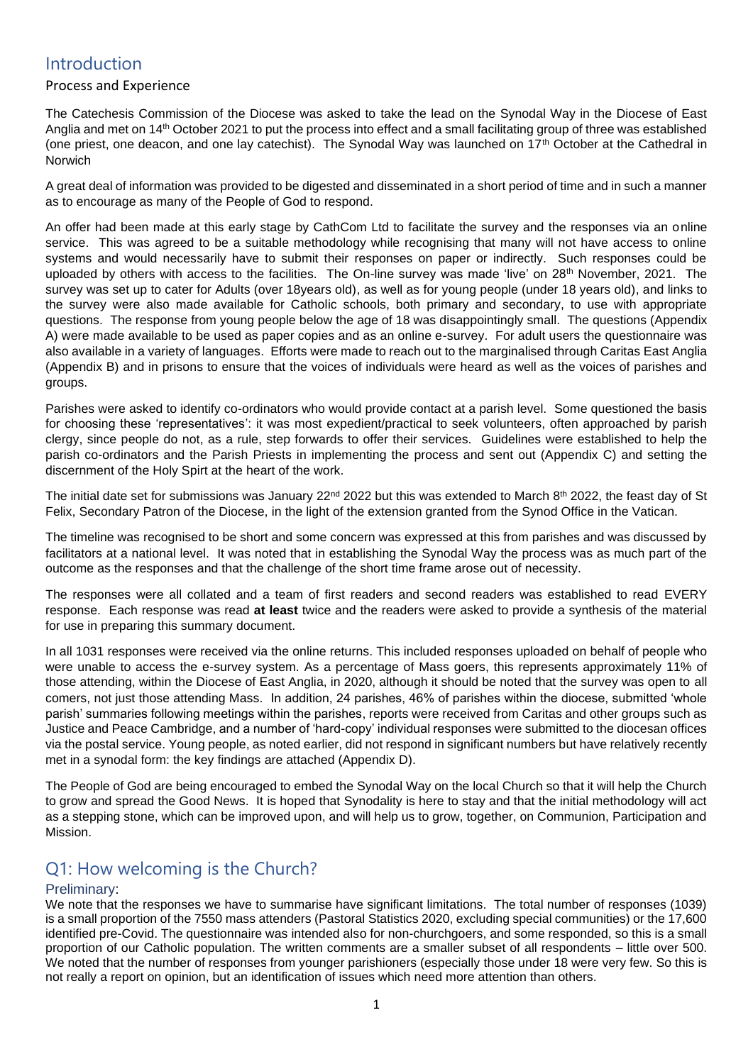# Introduction

## Process and Experience

The Catechesis Commission of the Diocese was asked to take the lead on the Synodal Way in the Diocese of East Anglia and met on 14th October 2021 to put the process into effect and a small facilitating group of three was established (one priest, one deacon, and one lay catechist). The Synodal Way was launched on 17th October at the Cathedral in Norwich

A great deal of information was provided to be digested and disseminated in a short period of time and in such a manner as to encourage as many of the People of God to respond.

An offer had been made at this early stage by CathCom Ltd to facilitate the survey and the responses via an online service. This was agreed to be a suitable methodology while recognising that many will not have access to online systems and would necessarily have to submit their responses on paper or indirectly. Such responses could be uploaded by others with access to the facilities. The On-line survey was made 'live' on 28th November, 2021. The survey was set up to cater for Adults (over 18years old), as well as for young people (under 18 years old), and links to the survey were also made available for Catholic schools, both primary and secondary, to use with appropriate questions. The response from young people below the age of 18 was disappointingly small. The questions (Appendix A) were made available to be used as paper copies and as an online e-survey. For adult users the questionnaire was also available in a variety of languages. Efforts were made to reach out to the marginalised through Caritas East Anglia (Appendix B) and in prisons to ensure that the voices of individuals were heard as well as the voices of parishes and groups.

Parishes were asked to identify co-ordinators who would provide contact at a parish level. Some questioned the basis for choosing these 'representatives': it was most expedient/practical to seek volunteers, often approached by parish clergy, since people do not, as a rule, step forwards to offer their services. Guidelines were established to help the parish co-ordinators and the Parish Priests in implementing the process and sent out (Appendix C) and setting the discernment of the Holy Spirt at the heart of the work.

The initial date set for submissions was January 22nd 2022 but this was extended to March 8th 2022, the feast day of St Felix, Secondary Patron of the Diocese, in the light of the extension granted from the Synod Office in the Vatican.

The timeline was recognised to be short and some concern was expressed at this from parishes and was discussed by facilitators at a national level. It was noted that in establishing the Synodal Way the process was as much part of the outcome as the responses and that the challenge of the short time frame arose out of necessity.

The responses were all collated and a team of first readers and second readers was established to read EVERY response. Each response was read **at least** twice and the readers were asked to provide a synthesis of the material for use in preparing this summary document.

In all 1031 responses were received via the online returns. This included responses uploaded on behalf of people who were unable to access the e-survey system. As a percentage of Mass goers, this represents approximately 11% of those attending, within the Diocese of East Anglia, in 2020, although it should be noted that the survey was open to all comers, not just those attending Mass. In addition, 24 parishes, 46% of parishes within the diocese, submitted 'whole parish' summaries following meetings within the parishes, reports were received from Caritas and other groups such as Justice and Peace Cambridge, and a number of 'hard-copy' individual responses were submitted to the diocesan offices via the postal service. Young people, as noted earlier, did not respond in significant numbers but have relatively recently met in a synodal form: the key findings are attached (Appendix D).

The People of God are being encouraged to embed the Synodal Way on the local Church so that it will help the Church to grow and spread the Good News. It is hoped that Synodality is here to stay and that the initial methodology will act as a stepping stone, which can be improved upon, and will help us to grow, together, on Communion, Participation and Mission.

# Q1: How welcoming is the Church?

## Preliminary:

We note that the responses we have to summarise have significant limitations. The total number of responses (1039) is a small proportion of the 7550 mass attenders (Pastoral Statistics 2020, excluding special communities) or the 17,600 identified pre-Covid. The questionnaire was intended also for non-churchgoers, and some responded, so this is a small proportion of our Catholic population. The written comments are a smaller subset of all respondents – little over 500. We noted that the number of responses from younger parishioners (especially those under 18 were very few. So this is not really a report on opinion, but an identification of issues which need more attention than others.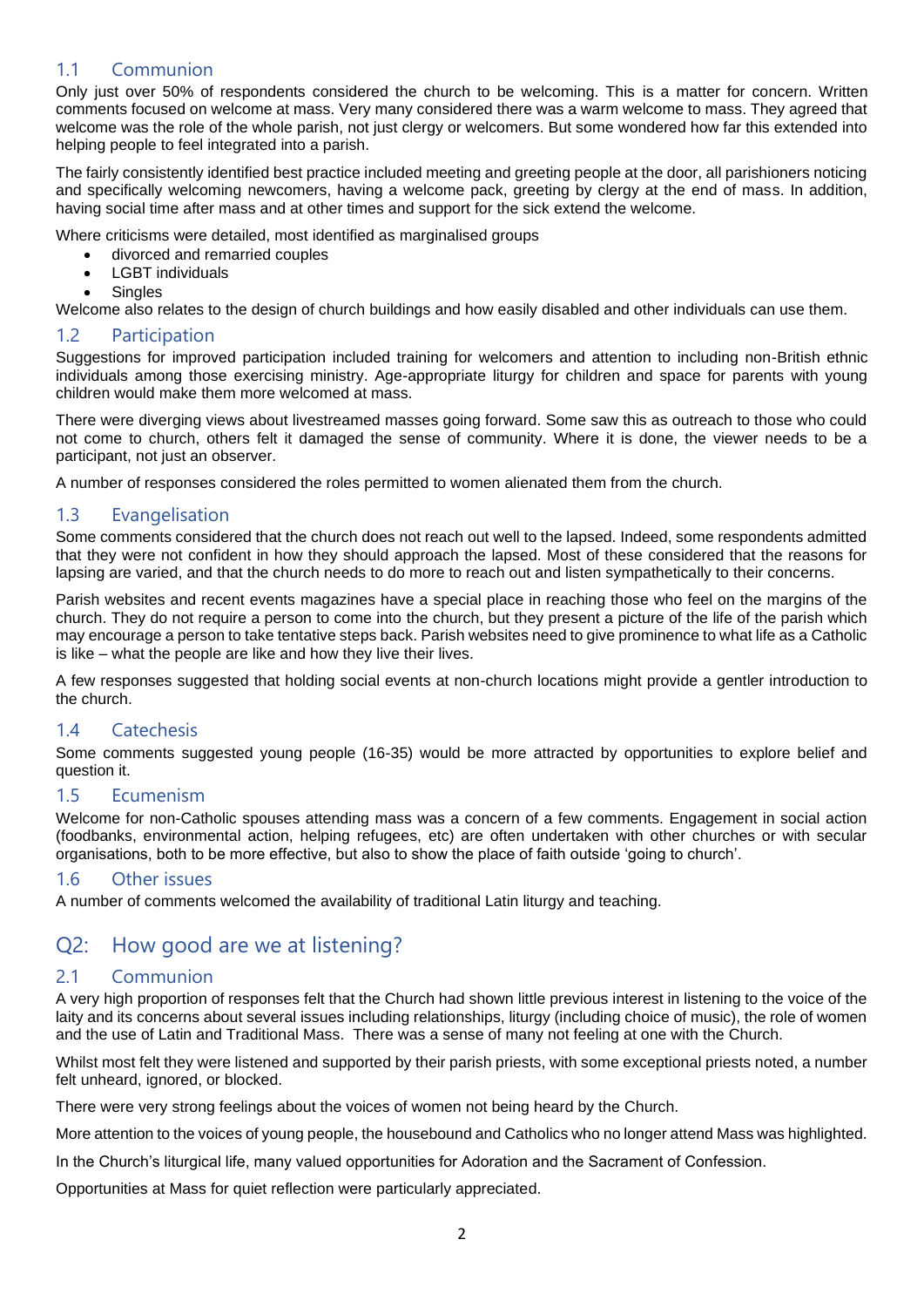### 1.1 Communion

Only just over 50% of respondents considered the church to be welcoming. This is a matter for concern. Written comments focused on welcome at mass. Very many considered there was a warm welcome to mass. They agreed that welcome was the role of the whole parish, not just clergy or welcomers. But some wondered how far this extended into helping people to feel integrated into a parish.

The fairly consistently identified best practice included meeting and greeting people at the door, all parishioners noticing and specifically welcoming newcomers, having a welcome pack, greeting by clergy at the end of mass. In addition, having social time after mass and at other times and support for the sick extend the welcome.

Where criticisms were detailed, most identified as marginalised groups

- divorced and remarried couples
- LGBT individuals
- Singles

Welcome also relates to the design of church buildings and how easily disabled and other individuals can use them.

### 1.2 Participation

Suggestions for improved participation included training for welcomers and attention to including non-British ethnic individuals among those exercising ministry. Age-appropriate liturgy for children and space for parents with young children would make them more welcomed at mass.

There were diverging views about livestreamed masses going forward. Some saw this as outreach to those who could not come to church, others felt it damaged the sense of community. Where it is done, the viewer needs to be a participant, not just an observer.

A number of responses considered the roles permitted to women alienated them from the church.

### 1.3 Evangelisation

Some comments considered that the church does not reach out well to the lapsed. Indeed, some respondents admitted that they were not confident in how they should approach the lapsed. Most of these considered that the reasons for lapsing are varied, and that the church needs to do more to reach out and listen sympathetically to their concerns.

Parish websites and recent events magazines have a special place in reaching those who feel on the margins of the church. They do not require a person to come into the church, but they present a picture of the life of the parish which may encourage a person to take tentative steps back. Parish websites need to give prominence to what life as a Catholic is like – what the people are like and how they live their lives.

A few responses suggested that holding social events at non-church locations might provide a gentler introduction to the church.

### 1.4 Catechesis

Some comments suggested young people (16-35) would be more attracted by opportunities to explore belief and question it.

### 1.5 Ecumenism

Welcome for non-Catholic spouses attending mass was a concern of a few comments. Engagement in social action (foodbanks, environmental action, helping refugees, etc) are often undertaken with other churches or with secular organisations, both to be more effective, but also to show the place of faith outside 'going to church'.

### 1.6 Other issues

A number of comments welcomed the availability of traditional Latin liturgy and teaching.

## Q2: How good are we at listening?

### 2.1 Communion

A very high proportion of responses felt that the Church had shown little previous interest in listening to the voice of the laity and its concerns about several issues including relationships, liturgy (including choice of music), the role of women and the use of Latin and Traditional Mass. There was a sense of many not feeling at one with the Church.

Whilst most felt they were listened and supported by their parish priests, with some exceptional priests noted, a number felt unheard, ignored, or blocked.

There were very strong feelings about the voices of women not being heard by the Church.

More attention to the voices of young people, the housebound and Catholics who no longer attend Mass was highlighted.

In the Church's liturgical life, many valued opportunities for Adoration and the Sacrament of Confession.

Opportunities at Mass for quiet reflection were particularly appreciated.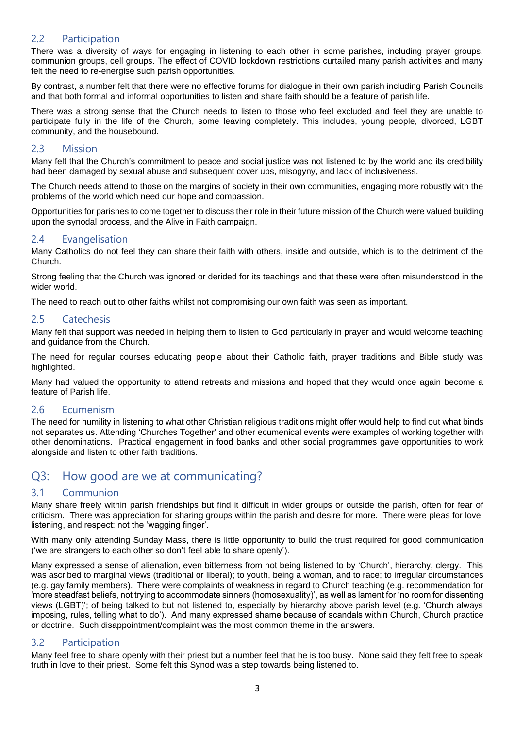### 2.2 Participation

There was a diversity of ways for engaging in listening to each other in some parishes, including prayer groups, communion groups, cell groups. The effect of COVID lockdown restrictions curtailed many parish activities and many felt the need to re-energise such parish opportunities.

By contrast, a number felt that there were no effective forums for dialogue in their own parish including Parish Councils and that both formal and informal opportunities to listen and share faith should be a feature of parish life.

There was a strong sense that the Church needs to listen to those who feel excluded and feel they are unable to participate fully in the life of the Church, some leaving completely. This includes, young people, divorced, LGBT community, and the housebound.

### 2.3 Mission

Many felt that the Church's commitment to peace and social justice was not listened to by the world and its credibility had been damaged by sexual abuse and subsequent cover ups, misogyny, and lack of inclusiveness.

The Church needs attend to those on the margins of society in their own communities, engaging more robustly with the problems of the world which need our hope and compassion.

Opportunities for parishes to come together to discuss their role in their future mission of the Church were valued building upon the synodal process, and the Alive in Faith campaign.

### 2.4 Evangelisation

Many Catholics do not feel they can share their faith with others, inside and outside, which is to the detriment of the Church.

Strong feeling that the Church was ignored or derided for its teachings and that these were often misunderstood in the wider world.

The need to reach out to other faiths whilst not compromising our own faith was seen as important.

### 2.5 Catechesis

Many felt that support was needed in helping them to listen to God particularly in prayer and would welcome teaching and guidance from the Church.

The need for regular courses educating people about their Catholic faith, prayer traditions and Bible study was highlighted.

Many had valued the opportunity to attend retreats and missions and hoped that they would once again become a feature of Parish life.

### 2.6 Ecumenism

The need for humility in listening to what other Christian religious traditions might offer would help to find out what binds not separates us. Attending 'Churches Together' and other ecumenical events were examples of working together with other denominations. Practical engagement in food banks and other social programmes gave opportunities to work alongside and listen to other faith traditions.

## Q3: How good are we at communicating?

### 3.1 Communion

Many share freely within parish friendships but find it difficult in wider groups or outside the parish, often for fear of criticism. There was appreciation for sharing groups within the parish and desire for more. There were pleas for love, listening, and respect: not the 'wagging finger'.

With many only attending Sunday Mass, there is little opportunity to build the trust required for good communication ('we are strangers to each other so don't feel able to share openly').

Many expressed a sense of alienation, even bitterness from not being listened to by 'Church', hierarchy, clergy. This was ascribed to marginal views (traditional or liberal); to youth, being a woman, and to race; to irregular circumstances (e.g. gay family members). There were complaints of weakness in regard to Church teaching (e.g. recommendation for 'more steadfast beliefs, not trying to accommodate sinners (homosexuality)', as well as lament for 'no room for dissenting views (LGBT)'; of being talked to but not listened to, especially by hierarchy above parish level (e.g. 'Church always imposing, rules, telling what to do'). And many expressed shame because of scandals within Church, Church practice or doctrine. Such disappointment/complaint was the most common theme in the answers.

### 3.2 Participation

Many feel free to share openly with their priest but a number feel that he is too busy. None said they felt free to speak truth in love to their priest. Some felt this Synod was a step towards being listened to.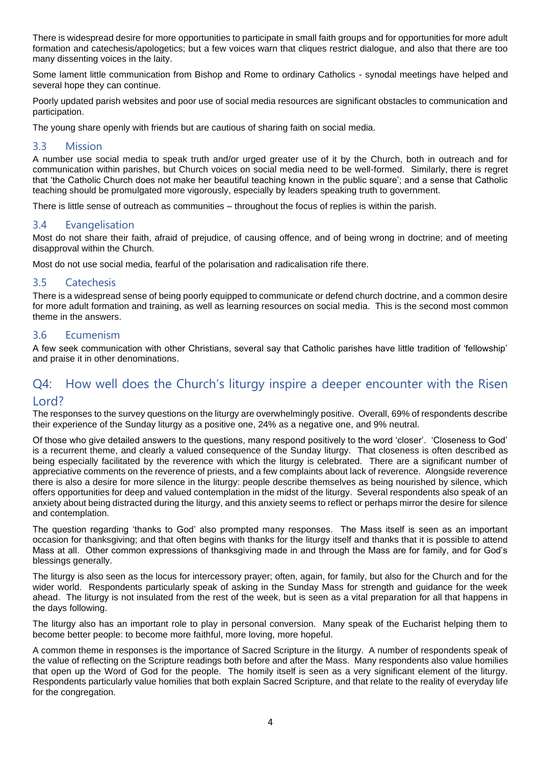There is widespread desire for more opportunities to participate in small faith groups and for opportunities for more adult formation and catechesis/apologetics; but a few voices warn that cliques restrict dialogue, and also that there are too many dissenting voices in the laity.

Some lament little communication from Bishop and Rome to ordinary Catholics - synodal meetings have helped and several hope they can continue.

Poorly updated parish websites and poor use of social media resources are significant obstacles to communication and participation.

The young share openly with friends but are cautious of sharing faith on social media.

### 3.3 Mission

A number use social media to speak truth and/or urged greater use of it by the Church, both in outreach and for communication within parishes, but Church voices on social media need to be well-formed. Similarly, there is regret that 'the Catholic Church does not make her beautiful teaching known in the public square'; and a sense that Catholic teaching should be promulgated more vigorously, especially by leaders speaking truth to government.

There is little sense of outreach as communities – throughout the focus of replies is within the parish.

### 3.4 Evangelisation

Most do not share their faith, afraid of prejudice, of causing offence, and of being wrong in doctrine; and of meeting disapproval within the Church.

Most do not use social media, fearful of the polarisation and radicalisation rife there.

### 3.5 Catechesis

There is a widespread sense of being poorly equipped to communicate or defend church doctrine, and a common desire for more adult formation and training, as well as learning resources on social media. This is the second most common theme in the answers.

### 3.6 Ecumenism

A few seek communication with other Christians, several say that Catholic parishes have little tradition of 'fellowship' and praise it in other denominations.

## Q4: How well does the Church's liturgy inspire a deeper encounter with the Risen Lord?

The responses to the survey questions on the liturgy are overwhelmingly positive. Overall, 69% of respondents describe their experience of the Sunday liturgy as a positive one, 24% as a negative one, and 9% neutral.

Of those who give detailed answers to the questions, many respond positively to the word 'closer'. 'Closeness to God' is a recurrent theme, and clearly a valued consequence of the Sunday liturgy. That closeness is often described as being especially facilitated by the reverence with which the liturgy is celebrated. There are a significant number of appreciative comments on the reverence of priests, and a few complaints about lack of reverence. Alongside reverence there is also a desire for more silence in the liturgy: people describe themselves as being nourished by silence, which offers opportunities for deep and valued contemplation in the midst of the liturgy. Several respondents also speak of an anxiety about being distracted during the liturgy, and this anxiety seems to reflect or perhaps mirror the desire for silence and contemplation.

The question regarding 'thanks to God' also prompted many responses. The Mass itself is seen as an important occasion for thanksgiving; and that often begins with thanks for the liturgy itself and thanks that it is possible to attend Mass at all. Other common expressions of thanksgiving made in and through the Mass are for family, and for God's blessings generally.

The liturgy is also seen as the locus for intercessory prayer; often, again, for family, but also for the Church and for the wider world. Respondents particularly speak of asking in the Sunday Mass for strength and guidance for the week ahead. The liturgy is not insulated from the rest of the week, but is seen as a vital preparation for all that happens in the days following.

The liturgy also has an important role to play in personal conversion. Many speak of the Eucharist helping them to become better people: to become more faithful, more loving, more hopeful.

A common theme in responses is the importance of Sacred Scripture in the liturgy. A number of respondents speak of the value of reflecting on the Scripture readings both before and after the Mass. Many respondents also value homilies that open up the Word of God for the people. The homily itself is seen as a very significant element of the liturgy. Respondents particularly value homilies that both explain Sacred Scripture, and that relate to the reality of everyday life for the congregation.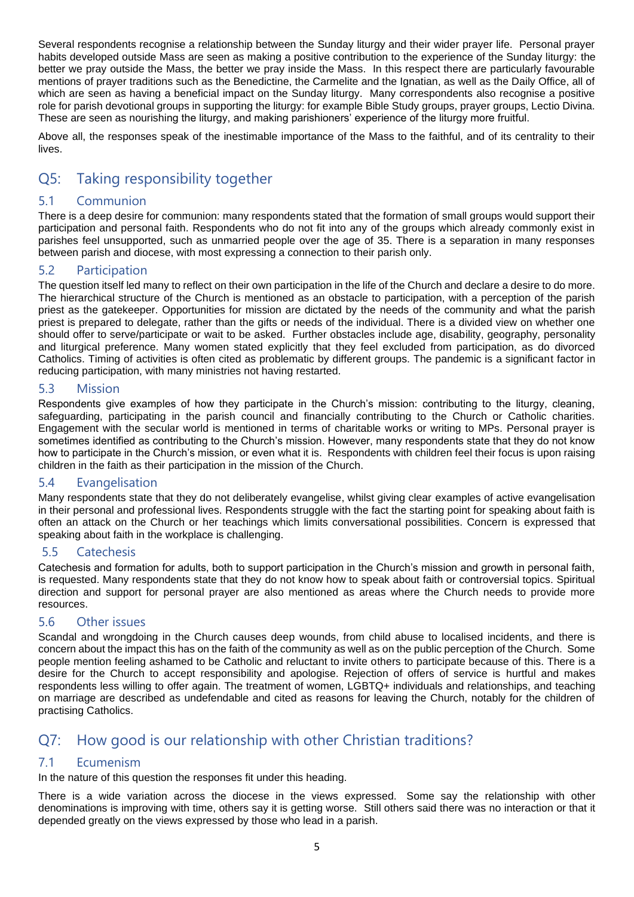Several respondents recognise a relationship between the Sunday liturgy and their wider prayer life. Personal prayer habits developed outside Mass are seen as making a positive contribution to the experience of the Sunday liturgy: the better we pray outside the Mass, the better we pray inside the Mass. In this respect there are particularly favourable mentions of prayer traditions such as the Benedictine, the Carmelite and the Ignatian, as well as the Daily Office, all of which are seen as having a beneficial impact on the Sunday liturgy. Many correspondents also recognise a positive role for parish devotional groups in supporting the liturgy: for example Bible Study groups, prayer groups, Lectio Divina. These are seen as nourishing the liturgy, and making parishioners' experience of the liturgy more fruitful.

Above all, the responses speak of the inestimable importance of the Mass to the faithful, and of its centrality to their lives.

# Q5: Taking responsibility together

## 5.1 Communion

There is a deep desire for communion: many respondents stated that the formation of small groups would support their participation and personal faith. Respondents who do not fit into any of the groups which already commonly exist in parishes feel unsupported, such as unmarried people over the age of 35. There is a separation in many responses between parish and diocese, with most expressing a connection to their parish only.

## 5.2 Participation

The question itself led many to reflect on their own participation in the life of the Church and declare a desire to do more. The hierarchical structure of the Church is mentioned as an obstacle to participation, with a perception of the parish priest as the gatekeeper. Opportunities for mission are dictated by the needs of the community and what the parish priest is prepared to delegate, rather than the gifts or needs of the individual. There is a divided view on whether one should offer to serve/participate or wait to be asked. Further obstacles include age, disability, geography, personality and liturgical preference. Many women stated explicitly that they feel excluded from participation, as do divorced Catholics. Timing of activities is often cited as problematic by different groups. The pandemic is a significant factor in reducing participation, with many ministries not having restarted.

## 5.3 Mission

Respondents give examples of how they participate in the Church's mission: contributing to the liturgy, cleaning, safeguarding, participating in the parish council and financially contributing to the Church or Catholic charities. Engagement with the secular world is mentioned in terms of charitable works or writing to MPs. Personal prayer is sometimes identified as contributing to the Church's mission. However, many respondents state that they do not know how to participate in the Church's mission, or even what it is. Respondents with children feel their focus is upon raising children in the faith as their participation in the mission of the Church.

## 5.4 Evangelisation

Many respondents state that they do not deliberately evangelise, whilst giving clear examples of active evangelisation in their personal and professional lives. Respondents struggle with the fact the starting point for speaking about faith is often an attack on the Church or her teachings which limits conversational possibilities. Concern is expressed that speaking about faith in the workplace is challenging.

## 5.5 Catechesis

Catechesis and formation for adults, both to support participation in the Church's mission and growth in personal faith, is requested. Many respondents state that they do not know how to speak about faith or controversial topics. Spiritual direction and support for personal prayer are also mentioned as areas where the Church needs to provide more resources.

## 5.6 Other issues

Scandal and wrongdoing in the Church causes deep wounds, from child abuse to localised incidents, and there is concern about the impact this has on the faith of the community as well as on the public perception of the Church. Some people mention feeling ashamed to be Catholic and reluctant to invite others to participate because of this. There is a desire for the Church to accept responsibility and apologise. Rejection of offers of service is hurtful and makes respondents less willing to offer again. The treatment of women, LGBTQ+ individuals and relationships, and teaching on marriage are described as undefendable and cited as reasons for leaving the Church, notably for the children of practising Catholics.

# Q7: How good is our relationship with other Christian traditions?

## 7.1 Ecumenism

In the nature of this question the responses fit under this heading.

There is a wide variation across the diocese in the views expressed. Some say the relationship with other denominations is improving with time, others say it is getting worse. Still others said there was no interaction or that it depended greatly on the views expressed by those who lead in a parish.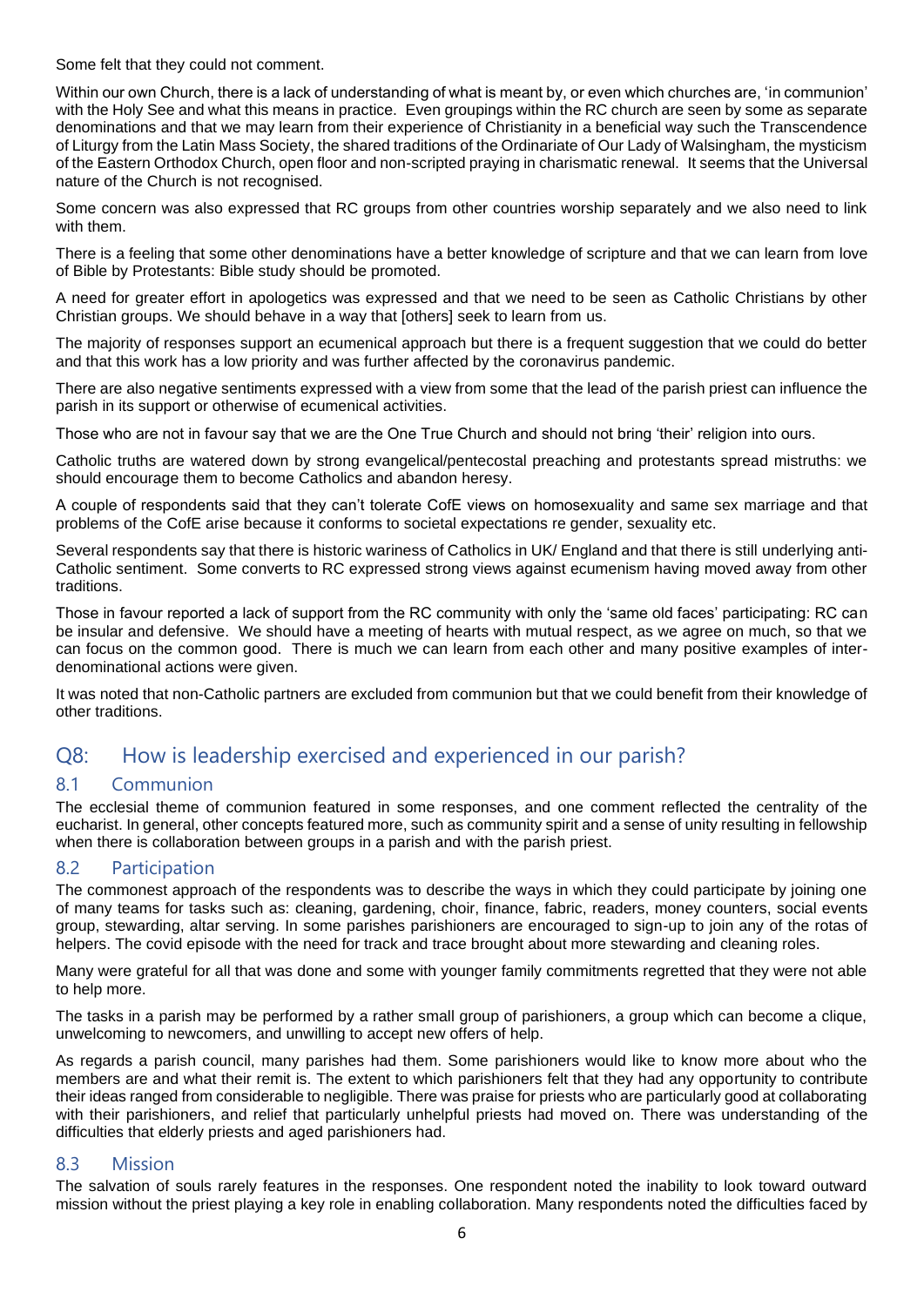Some felt that they could not comment.

Within our own Church, there is a lack of understanding of what is meant by, or even which churches are, 'in communion' with the Holy See and what this means in practice. Even groupings within the RC church are seen by some as separate denominations and that we may learn from their experience of Christianity in a beneficial way such the Transcendence of Liturgy from the Latin Mass Society, the shared traditions of the Ordinariate of Our Lady of Walsingham, the mysticism of the Eastern Orthodox Church, open floor and non-scripted praying in charismatic renewal. It seems that the Universal nature of the Church is not recognised.

Some concern was also expressed that RC groups from other countries worship separately and we also need to link with them.

There is a feeling that some other denominations have a better knowledge of scripture and that we can learn from love of Bible by Protestants: Bible study should be promoted.

A need for greater effort in apologetics was expressed and that we need to be seen as Catholic Christians by other Christian groups. We should behave in a way that [others] seek to learn from us.

The majority of responses support an ecumenical approach but there is a frequent suggestion that we could do better and that this work has a low priority and was further affected by the coronavirus pandemic.

There are also negative sentiments expressed with a view from some that the lead of the parish priest can influence the parish in its support or otherwise of ecumenical activities.

Those who are not in favour say that we are the One True Church and should not bring 'their' religion into ours.

Catholic truths are watered down by strong evangelical/pentecostal preaching and protestants spread mistruths: we should encourage them to become Catholics and abandon heresy.

A couple of respondents said that they can't tolerate CofE views on homosexuality and same sex marriage and that problems of the CofE arise because it conforms to societal expectations re gender, sexuality etc.

Several respondents say that there is historic wariness of Catholics in UK/ England and that there is still underlying anti-Catholic sentiment. Some converts to RC expressed strong views against ecumenism having moved away from other traditions.

Those in favour reported a lack of support from the RC community with only the 'same old faces' participating: RC can be insular and defensive. We should have a meeting of hearts with mutual respect, as we agree on much, so that we can focus on the common good. There is much we can learn from each other and many positive examples of inter-denominational actions were given.

It was noted that non-Catholic partners are excluded from communion but that we could benefit from their knowledge of other traditions.

## Q8: How is leadership exercised and experienced in our parish?

### 8.1 Communion

The ecclesial theme of communion featured in some responses, and one comment reflected the centrality of the eucharist. In general, other concepts featured more, such as community spirit and a sense of unity resulting in fellowship when there is collaboration between groups in a parish and with the parish priest.

### 8.2 Participation

The commonest approach of the respondents was to describe the ways in which they could participate by joining one of many teams for tasks such as: cleaning, gardening, choir, finance, fabric, readers, money counters, social events group, stewarding, altar serving. In some parishes parishioners are encouraged to sign-up to join any of the rotas of helpers. The covid episode with the need for track and trace brought about more stewarding and cleaning roles.

Many were grateful for all that was done and some with younger family commitments regretted that they were not able to help more.

The tasks in a parish may be performed by a rather small group of parishioners, a group which can become a clique, unwelcoming to newcomers, and unwilling to accept new offers of help.

As regards a parish council, many parishes had them. Some parishioners would like to know more about who the members are and what their remit is. The extent to which parishioners felt that they had any opportunity to contribute their ideas ranged from considerable to negligible. There was praise for priests who are particularly good at collaborating with their parishioners, and relief that particularly unhelpful priests had moved on. There was understanding of the difficulties that elderly priests and aged parishioners had.

### 8.3 Mission

The salvation of souls rarely features in the responses. One respondent noted the inability to look toward outward mission without the priest playing a key role in enabling collaboration. Many respondents noted the difficulties faced by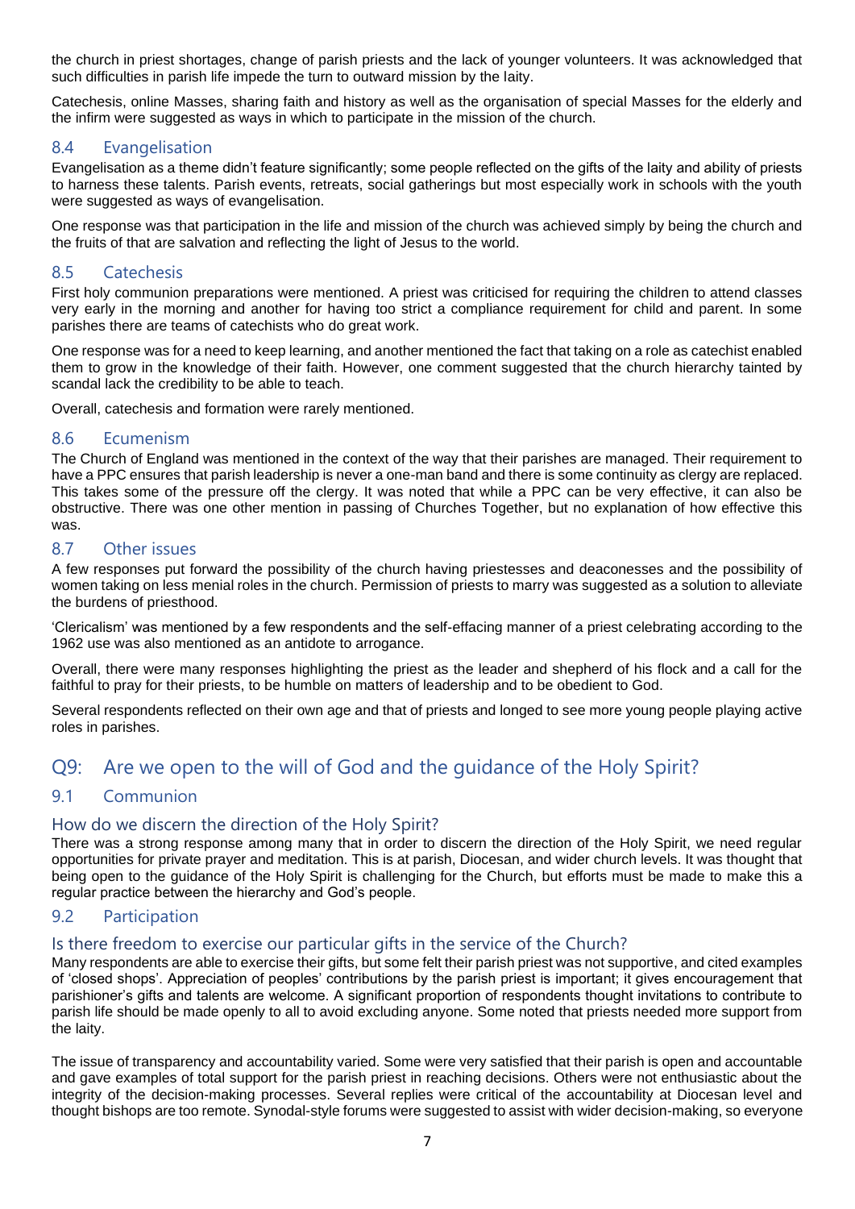the church in priest shortages, change of parish priests and the lack of younger volunteers. It was acknowledged that such difficulties in parish life impede the turn to outward mission by the laity.

Catechesis, online Masses, sharing faith and history as well as the organisation of special Masses for the elderly and the infirm were suggested as ways in which to participate in the mission of the church.

### 8.4 Evangelisation

Evangelisation as a theme didn't feature significantly; some people reflected on the gifts of the laity and ability of priests to harness these talents. Parish events, retreats, social gatherings but most especially work in schools with the youth were suggested as ways of evangelisation.

One response was that participation in the life and mission of the church was achieved simply by being the church and the fruits of that are salvation and reflecting the light of Jesus to the world.

### 8.5 Catechesis

First holy communion preparations were mentioned. A priest was criticised for requiring the children to attend classes very early in the morning and another for having too strict a compliance requirement for child and parent. In some parishes there are teams of catechists who do great work.

One response was for a need to keep learning, and another mentioned the fact that taking on a role as catechist enabled them to grow in the knowledge of their faith. However, one comment suggested that the church hierarchy tainted by scandal lack the credibility to be able to teach.

Overall, catechesis and formation were rarely mentioned.

### 8.6 Ecumenism

The Church of England was mentioned in the context of the way that their parishes are managed. Their requirement to have a PPC ensures that parish leadership is never a one-man band and there is some continuity as clergy are replaced. This takes some of the pressure off the clergy. It was noted that while a PPC can be very effective, it can also be obstructive. There was one other mention in passing of Churches Together, but no explanation of how effective this was.

### 8.7 Other issues

A few responses put forward the possibility of the church having priestesses and deaconesses and the possibility of women taking on less menial roles in the church. Permission of priests to marry was suggested as a solution to alleviate the burdens of priesthood.

'Clericalism' was mentioned by a few respondents and the self-effacing manner of a priest celebrating according to the 1962 use was also mentioned as an antidote to arrogance.

Overall, there were many responses highlighting the priest as the leader and shepherd of his flock and a call for the faithful to pray for their priests, to be humble on matters of leadership and to be obedient to God.

Several respondents reflected on their own age and that of priests and longed to see more young people playing active roles in parishes.

## Q9: Are we open to the will of God and the guidance of the Holy Spirit?

### 9.1 Communion

#### How do we discern the direction of the Holy Spirit?

There was a strong response among many that in order to discern the direction of the Holy Spirit, we need regular opportunities for private prayer and meditation. This is at parish, Diocesan, and wider church levels. It was thought that being open to the guidance of the Holy Spirit is challenging for the Church, but efforts must be made to make this a regular practice between the hierarchy and God's people.

### 9.2 Participation

#### Is there freedom to exercise our particular gifts in the service of the Church?

Many respondents are able to exercise their gifts, but some felt their parish priest was not supportive, and cited examples of 'closed shops'. Appreciation of peoples' contributions by the parish priest is important; it gives encouragement that parishioner's gifts and talents are welcome. A significant proportion of respondents thought invitations to contribute to parish life should be made openly to all to avoid excluding anyone. Some noted that priests needed more support from the laity.

The issue of transparency and accountability varied. Some were very satisfied that their parish is open and accountable and gave examples of total support for the parish priest in reaching decisions. Others were not enthusiastic about the integrity of the decision-making processes. Several replies were critical of the accountability at Diocesan level and thought bishops are too remote. Synodal-style forums were suggested to assist with wider decision-making, so everyone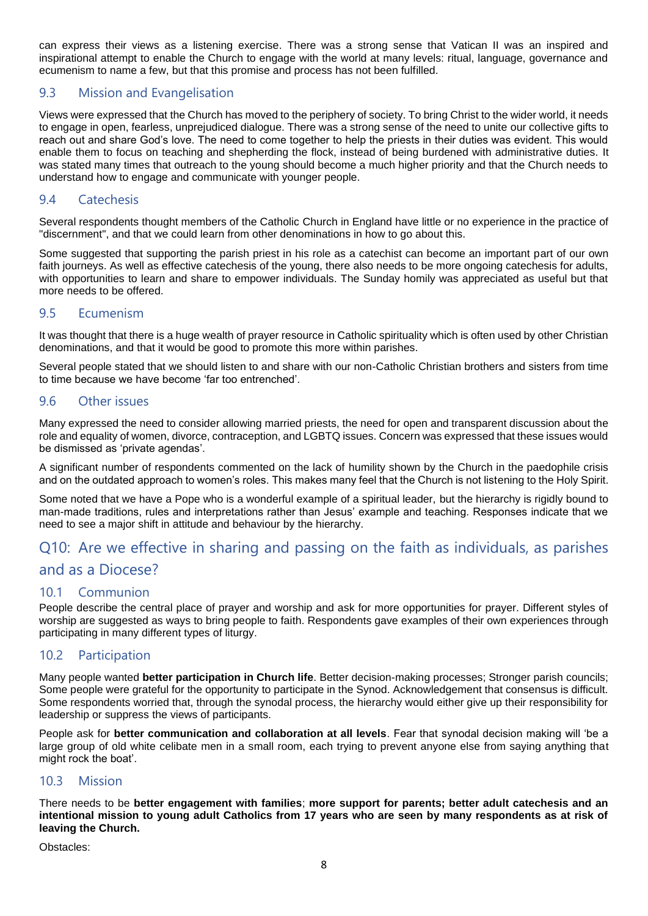can express their views as a listening exercise. There was a strong sense that Vatican II was an inspired and inspirational attempt to enable the Church to engage with the world at many levels: ritual, language, governance and ecumenism to name a few, but that this promise and process has not been fulfilled.

### 9.3 Mission and Evangelisation

Views were expressed that the Church has moved to the periphery of society. To bring Christ to the wider world, it needs to engage in open, fearless, unprejudiced dialogue. There was a strong sense of the need to unite our collective gifts to reach out and share God's love. The need to come together to help the priests in their duties was evident. This would enable them to focus on teaching and shepherding the flock, instead of being burdened with administrative duties. It was stated many times that outreach to the young should become a much higher priority and that the Church needs to understand how to engage and communicate with younger people.

### 9.4 Catechesis

Several respondents thought members of the Catholic Church in England have little or no experience in the practice of "discernment", and that we could learn from other denominations in how to go about this.

Some suggested that supporting the parish priest in his role as a catechist can become an important part of our own faith journeys. As well as effective catechesis of the young, there also needs to be more ongoing catechesis for adults, with opportunities to learn and share to empower individuals. The Sunday homily was appreciated as useful but that more needs to be offered.

### 9.5 Ecumenism

It was thought that there is a huge wealth of prayer resource in Catholic spirituality which is often used by other Christian denominations, and that it would be good to promote this more within parishes.

Several people stated that we should listen to and share with our non-Catholic Christian brothers and sisters from time to time because we have become 'far too entrenched'.

### 9.6 Other issues

Many expressed the need to consider allowing married priests, the need for open and transparent discussion about the role and equality of women, divorce, contraception, and LGBTQ issues. Concern was expressed that these issues would be dismissed as 'private agendas'.

A significant number of respondents commented on the lack of humility shown by the Church in the paedophile crisis and on the outdated approach to women's roles. This makes many feel that the Church is not listening to the Holy Spirit.

Some noted that we have a Pope who is a wonderful example of a spiritual leader, but the hierarchy is rigidly bound to man-made traditions, rules and interpretations rather than Jesus' example and teaching. Responses indicate that we need to see a major shift in attitude and behaviour by the hierarchy.

## Q10: Are we effective in sharing and passing on the faith as individuals, as parishes and as a Diocese?

### 10.1 Communion

People describe the central place of prayer and worship and ask for more opportunities for prayer. Different styles of worship are suggested as ways to bring people to faith. Respondents gave examples of their own experiences through participating in many different types of liturgy.

### 10.2 Participation

Many people wanted **better participation in Church life**. Better decision-making processes; Stronger parish councils; Some people were grateful for the opportunity to participate in the Synod. Acknowledgement that consensus is difficult. Some respondents worried that, through the synodal process, the hierarchy would either give up their responsibility for leadership or suppress the views of participants.

People ask for **better communication and collaboration at all levels**. Fear that synodal decision making will 'be a large group of old white celibate men in a small room, each trying to prevent anyone else from saying anything that might rock the boat'.

### 10.3 Mission

There needs to be **better engagement with families**; **more support for parents; better adult catechesis and an intentional mission to young adult Catholics from 17 years who are seen by many respondents as at risk of leaving the Church.**

Obstacles: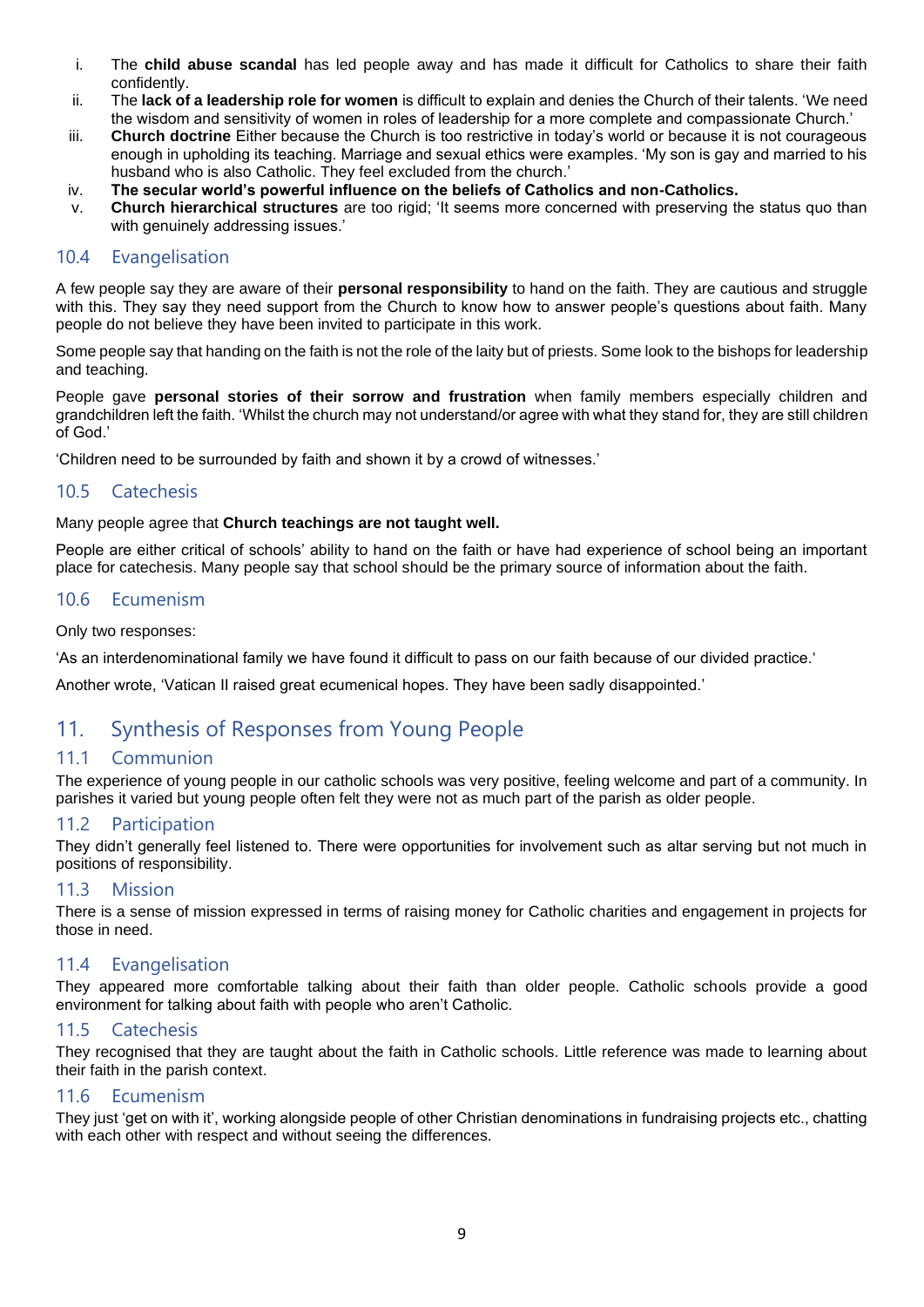i. The **child abuse scandal** has led people away and has made it difficult for Catholics to share their faith confidently.
ii. The **lack of a leadership role for women** is difficult to explain and denies the Church of their talents. 'We need the wisdom and sensitivity of women in roles of leadership for a more complete and compassionate Church.'
iii. **Church doctrine** Either because the Church is too restrictive in today's world or because it is not courageous enough in upholding its teaching. Marriage and sexual ethics were examples. 'My son is gay and married to his husband who is also Catholic. They feel excluded from the church.'
iv. **The secular world's powerful influence on the beliefs of Catholics and non-Catholics.**
v. **Church hierarchical structures** are too rigid; 'It seems more concerned with preserving the status quo than with genuinely addressing issues.'

### 10.4 Evangelisation

A few people say they are aware of their **personal responsibility** to hand on the faith. They are cautious and struggle with this. They say they need support from the Church to know how to answer people's questions about faith. Many people do not believe they have been invited to participate in this work.

Some people say that handing on the faith is not the role of the laity but of priests. Some look to the bishops for leadership and teaching.

People gave **personal stories of their sorrow and frustration** when family members especially children and grandchildren left the faith. 'Whilst the church may not understand/or agree with what they stand for, they are still children of God.'

'Children need to be surrounded by faith and shown it by a crowd of witnesses.'

### 10.5 Catechesis

Many people agree that **Church teachings are not taught well.**

People are either critical of schools' ability to hand on the faith or have had experience of school being an important place for catechesis. Many people say that school should be the primary source of information about the faith.

### 10.6 Ecumenism

Only two responses:

'As an interdenominational family we have found it difficult to pass on our faith because of our divided practice.'

Another wrote, 'Vatican II raised great ecumenical hopes. They have been sadly disappointed.'

## 11. Synthesis of Responses from Young People

### 11.1 Communion

The experience of young people in our catholic schools was very positive, feeling welcome and part of a community. In parishes it varied but young people often felt they were not as much part of the parish as older people.

### 11.2 Participation

They didn't generally feel listened to. There were opportunities for involvement such as altar serving but not much in positions of responsibility.

### 11.3 Mission

There is a sense of mission expressed in terms of raising money for Catholic charities and engagement in projects for those in need.

### 11.4 Evangelisation

They appeared more comfortable talking about their faith than older people. Catholic schools provide a good environment for talking about faith with people who aren't Catholic.

### 11.5 Catechesis

They recognised that they are taught about the faith in Catholic schools. Little reference was made to learning about their faith in the parish context.

### 11.6 Ecumenism

They just 'get on with it', working alongside people of other Christian denominations in fundraising projects etc., chatting with each other with respect and without seeing the differences.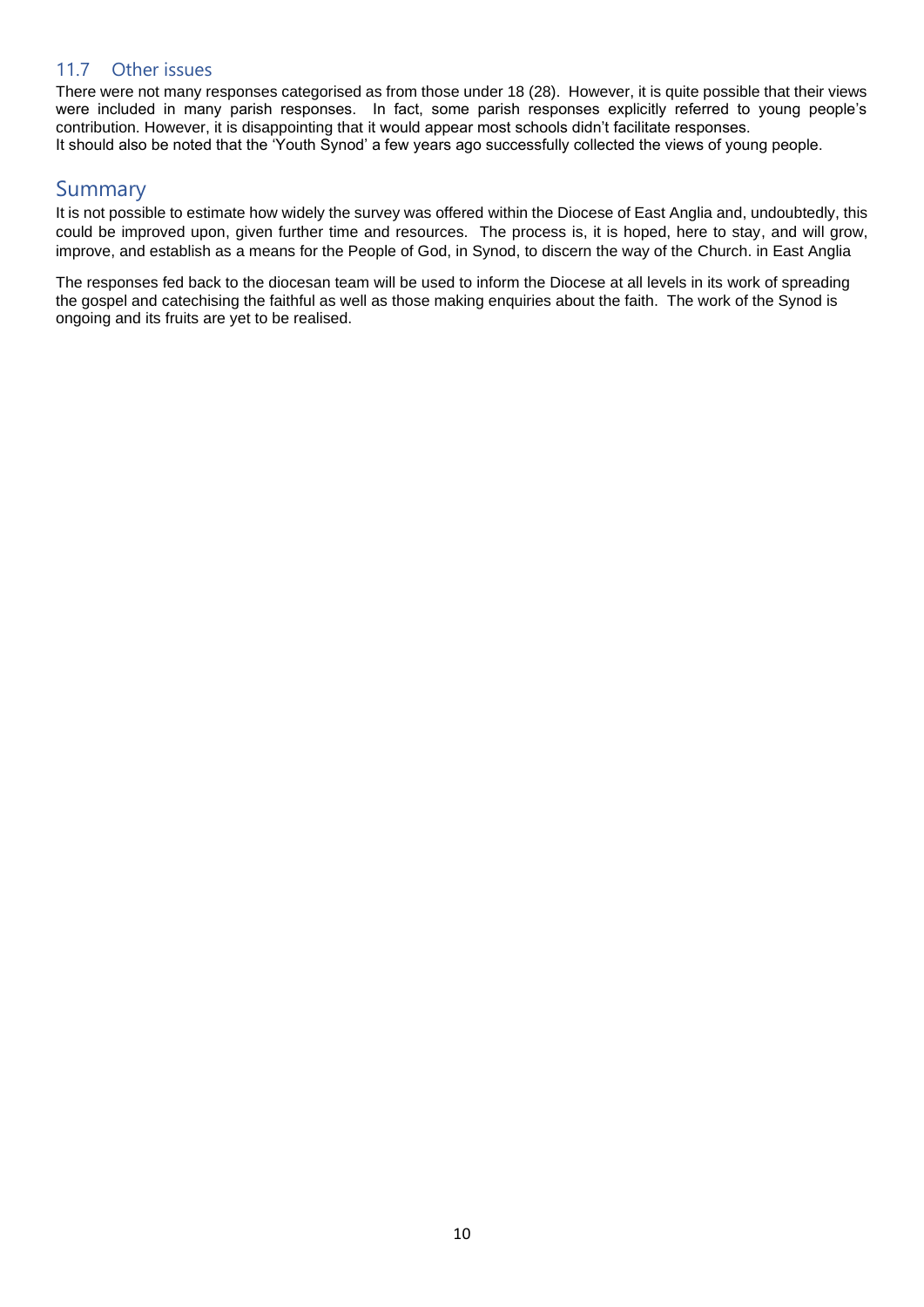### 11.7 Other issues

There were not many responses categorised as from those under 18 (28). However, it is quite possible that their views were included in many parish responses. In fact, some parish responses explicitly referred to young people's contribution. However, it is disappointing that it would appear most schools didn't facilitate responses.
It should also be noted that the 'Youth Synod' a few years ago successfully collected the views of young people.

## Summary

It is not possible to estimate how widely the survey was offered within the Diocese of East Anglia and, undoubtedly, this could be improved upon, given further time and resources. The process is, it is hoped, here to stay, and will grow, improve, and establish as a means for the People of God, in Synod, to discern the way of the Church. in East Anglia

The responses fed back to the diocesan team will be used to inform the Diocese at all levels in its work of spreading the gospel and catechising the faithful as well as those making enquiries about the faith. The work of the Synod is ongoing and its fruits are yet to be realised.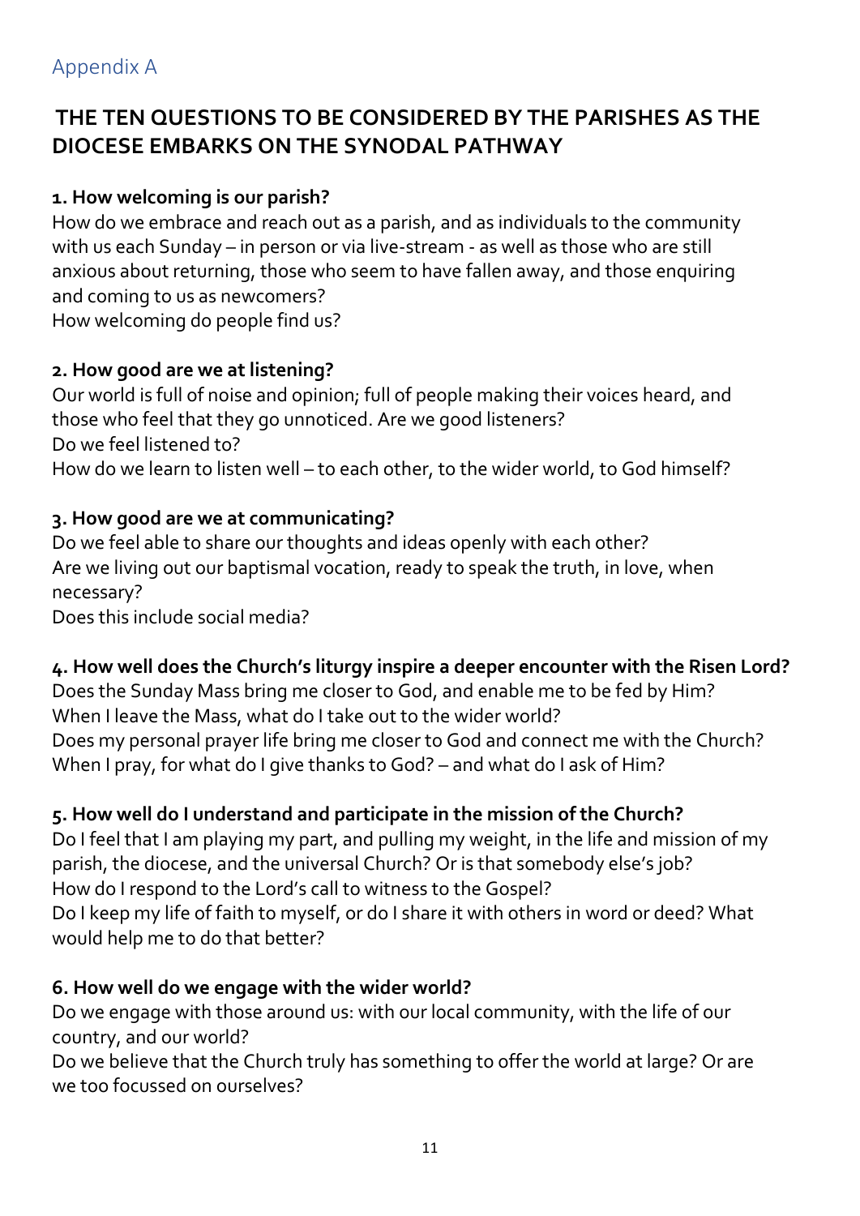## Appendix A

# THE TEN QUESTIONS TO BE CONSIDERED BY THE PARISHES AS THE DIOCESE EMBARKS ON THE SYNODAL PATHWAY

### 1. How welcoming is our parish?

How do we embrace and reach out as a parish, and as individuals to the community with us each Sunday – in person or via live-stream - as well as those who are still anxious about returning, those who seem to have fallen away, and those enquiring and coming to us as newcomers?
How welcoming do people find us?

### 2. How good are we at listening?

Our world is full of noise and opinion; full of people making their voices heard, and those who feel that they go unnoticed. Are we good listeners?
Do we feel listened to?
How do we learn to listen well – to each other, to the wider world, to God himself?

### 3. How good are we at communicating?

Do we feel able to share our thoughts and ideas openly with each other?
Are we living out our baptismal vocation, ready to speak the truth, in love, when necessary?
Does this include social media?

### 4. How well does the Church's liturgy inspire a deeper encounter with the Risen Lord?

Does the Sunday Mass bring me closer to God, and enable me to be fed by Him?
When I leave the Mass, what do I take out to the wider world?
Does my personal prayer life bring me closer to God and connect me with the Church?
When I pray, for what do I give thanks to God? – and what do I ask of Him?

### 5. How well do I understand and participate in the mission of the Church?

Do I feel that I am playing my part, and pulling my weight, in the life and mission of my parish, the diocese, and the universal Church? Or is that somebody else's job?
How do I respond to the Lord's call to witness to the Gospel?
Do I keep my life of faith to myself, or do I share it with others in word or deed? What would help me to do that better?

### 6. How well do we engage with the wider world?

Do we engage with those around us: with our local community, with the life of our country, and our world?
Do we believe that the Church truly has something to offer the world at large? Or are we too focussed on ourselves?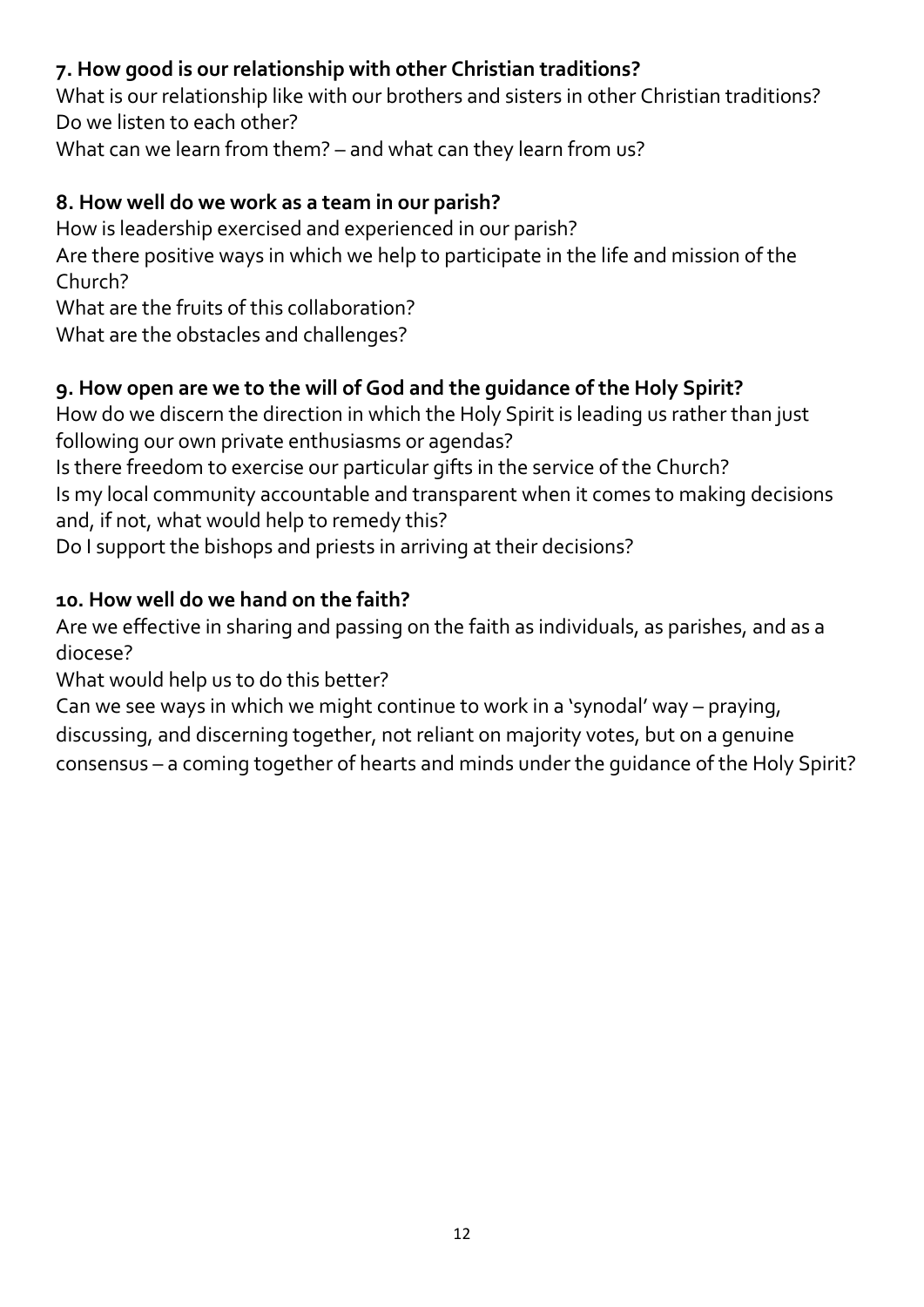### 7. How good is our relationship with other Christian traditions?

What is our relationship like with our brothers and sisters in other Christian traditions?
Do we listen to each other?
What can we learn from them? – and what can they learn from us?

### 8. How well do we work as a team in our parish?

How is leadership exercised and experienced in our parish?
Are there positive ways in which we help to participate in the life and mission of the Church?
What are the fruits of this collaboration?
What are the obstacles and challenges?

### 9. How open are we to the will of God and the guidance of the Holy Spirit?

How do we discern the direction in which the Holy Spirit is leading us rather than just following our own private enthusiasms or agendas?
Is there freedom to exercise our particular gifts in the service of the Church?
Is my local community accountable and transparent when it comes to making decisions and, if not, what would help to remedy this?
Do I support the bishops and priests in arriving at their decisions?

### 10. How well do we hand on the faith?

Are we effective in sharing and passing on the faith as individuals, as parishes, and as a diocese?
What would help us to do this better?
Can we see ways in which we might continue to work in a 'synodal' way – praying, discussing, and discerning together, not reliant on majority votes, but on a genuine consensus – a coming together of hearts and minds under the guidance of the Holy Spirit?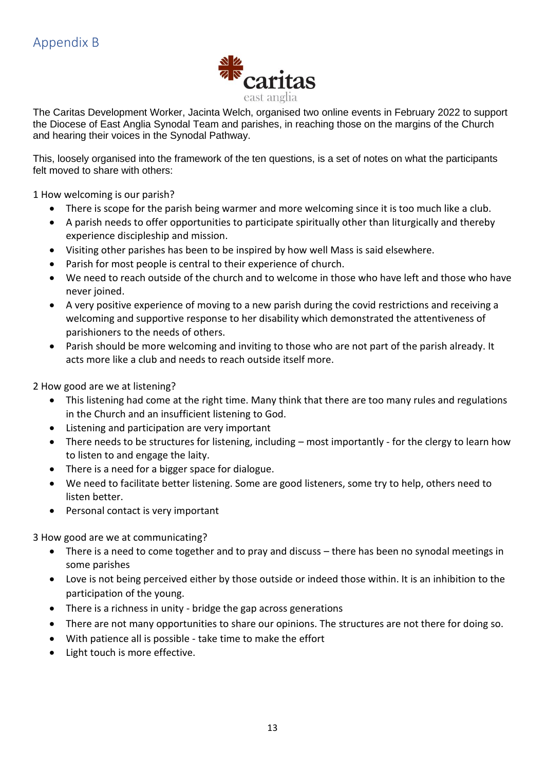## Appendix B

caritas
east anglia

The Caritas Development Worker, Jacinta Welch, organised two online events in February 2022 to support the Diocese of East Anglia Synodal Team and parishes, in reaching those on the margins of the Church and hearing their voices in the Synodal Pathway.

This, loosely organised into the framework of the ten questions, is a set of notes on what the participants felt moved to share with others:

1 How welcoming is our parish?

- There is scope for the parish being warmer and more welcoming since it is too much like a club.
- A parish needs to offer opportunities to participate spiritually other than liturgically and thereby experience discipleship and mission.
- Visiting other parishes has been to be inspired by how well Mass is said elsewhere.
- Parish for most people is central to their experience of church.
- We need to reach outside of the church and to welcome in those who have left and those who have never joined.
- A very positive experience of moving to a new parish during the covid restrictions and receiving a welcoming and supportive response to her disability which demonstrated the attentiveness of parishioners to the needs of others.
- Parish should be more welcoming and inviting to those who are not part of the parish already. It acts more like a club and needs to reach outside itself more.

2 How good are we at listening?

- This listening had come at the right time. Many think that there are too many rules and regulations in the Church and an insufficient listening to God.
- Listening and participation are very important
- There needs to be structures for listening, including – most importantly - for the clergy to learn how to listen to and engage the laity.
- There is a need for a bigger space for dialogue.
- We need to facilitate better listening. Some are good listeners, some try to help, others need to listen better.
- Personal contact is very important

3 How good are we at communicating?

- There is a need to come together and to pray and discuss – there has been no synodal meetings in some parishes
- Love is not being perceived either by those outside or indeed those within. It is an inhibition to the participation of the young.
- There is a richness in unity - bridge the gap across generations
- There are not many opportunities to share our opinions. The structures are not there for doing so.
- With patience all is possible - take time to make the effort
- Light touch is more effective.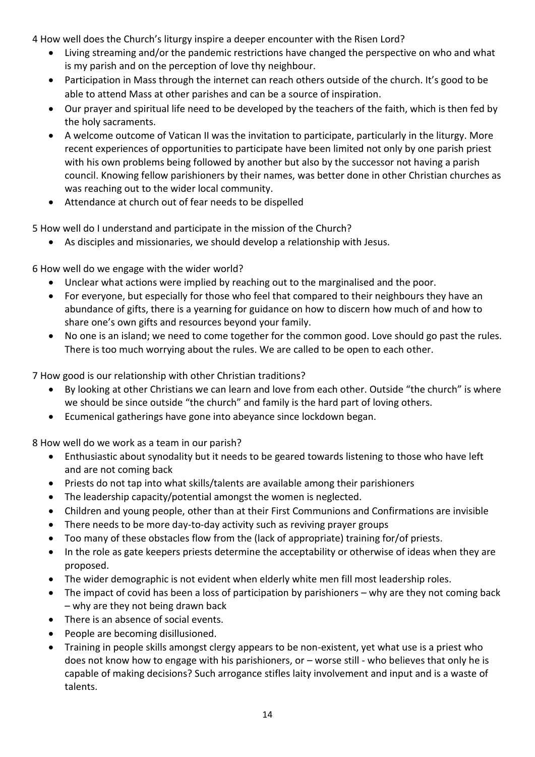4 How well does the Church's liturgy inspire a deeper encounter with the Risen Lord?

- Living streaming and/or the pandemic restrictions have changed the perspective on who and what is my parish and on the perception of love thy neighbour.
- Participation in Mass through the internet can reach others outside of the church. It's good to be able to attend Mass at other parishes and can be a source of inspiration.
- Our prayer and spiritual life need to be developed by the teachers of the faith, which is then fed by the holy sacraments.
- A welcome outcome of Vatican II was the invitation to participate, particularly in the liturgy. More recent experiences of opportunities to participate have been limited not only by one parish priest with his own problems being followed by another but also by the successor not having a parish council. Knowing fellow parishioners by their names, was better done in other Christian churches as was reaching out to the wider local community.
- Attendance at church out of fear needs to be dispelled

5 How well do I understand and participate in the mission of the Church?

- As disciples and missionaries, we should develop a relationship with Jesus.

6 How well do we engage with the wider world?

- Unclear what actions were implied by reaching out to the marginalised and the poor.
- For everyone, but especially for those who feel that compared to their neighbours they have an abundance of gifts, there is a yearning for guidance on how to discern how much of and how to share one's own gifts and resources beyond your family.
- No one is an island; we need to come together for the common good. Love should go past the rules. There is too much worrying about the rules. We are called to be open to each other.

7 How good is our relationship with other Christian traditions?

- By looking at other Christians we can learn and love from each other. Outside "the church" is where we should be since outside "the church" and family is the hard part of loving others.
- Ecumenical gatherings have gone into abeyance since lockdown began.

8 How well do we work as a team in our parish?

- Enthusiastic about synodality but it needs to be geared towards listening to those who have left and are not coming back
- Priests do not tap into what skills/talents are available among their parishioners
- The leadership capacity/potential amongst the women is neglected.
- Children and young people, other than at their First Communions and Confirmations are invisible
- There needs to be more day-to-day activity such as reviving prayer groups
- Too many of these obstacles flow from the (lack of appropriate) training for/of priests.
- In the role as gate keepers priests determine the acceptability or otherwise of ideas when they are proposed.
- The wider demographic is not evident when elderly white men fill most leadership roles.
- The impact of covid has been a loss of participation by parishioners – why are they not coming back – why are they not being drawn back
- There is an absence of social events.
- People are becoming disillusioned.
- Training in people skills amongst clergy appears to be non-existent, yet what use is a priest who does not know how to engage with his parishioners, or – worse still - who believes that only he is capable of making decisions? Such arrogance stifles laity involvement and input and is a waste of talents.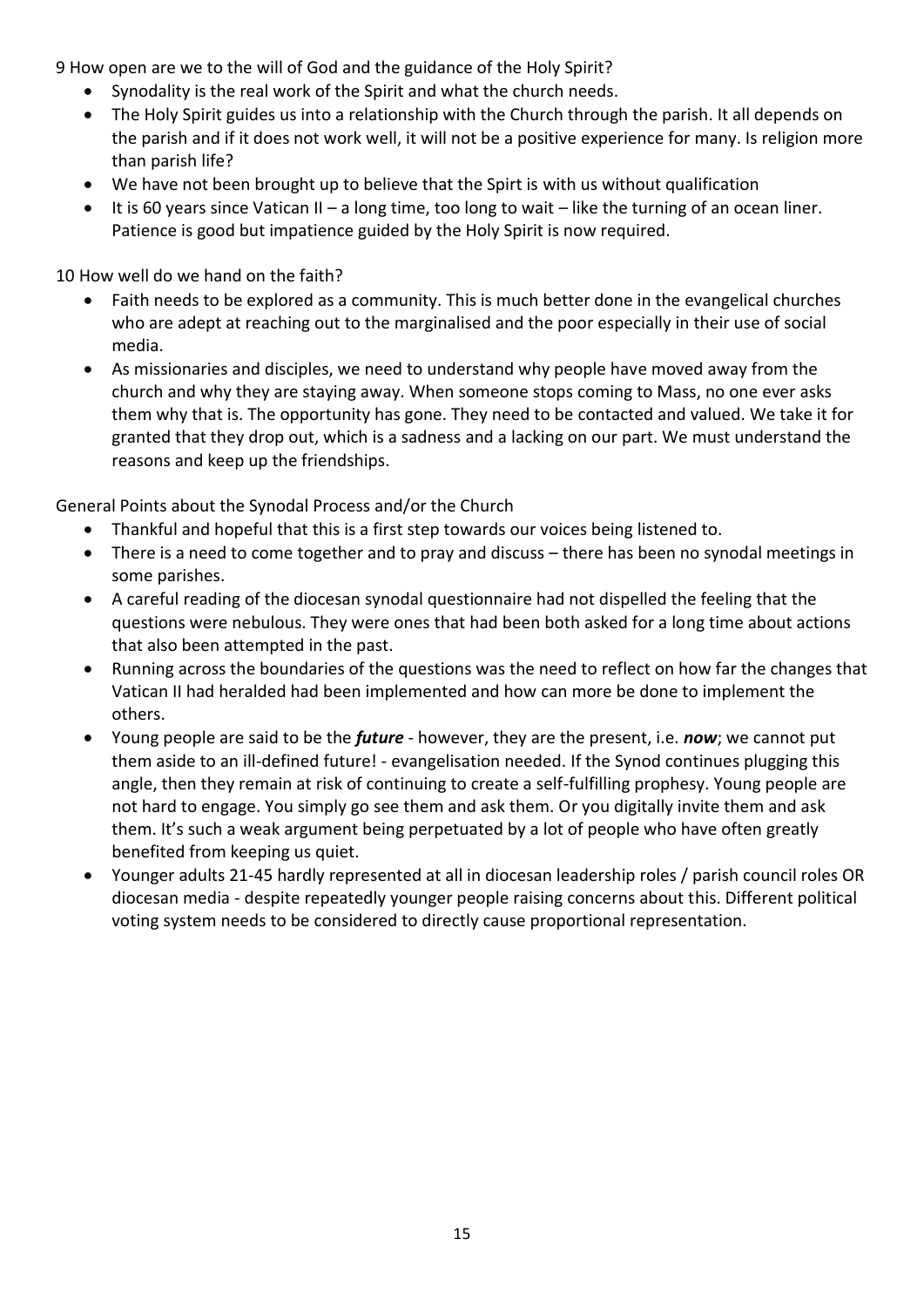9 How open are we to the will of God and the guidance of the Holy Spirit?

- Synodality is the real work of the Spirit and what the church needs.
- The Holy Spirit guides us into a relationship with the Church through the parish. It all depends on the parish and if it does not work well, it will not be a positive experience for many. Is religion more than parish life?
- We have not been brought up to believe that the Spirt is with us without qualification
- It is 60 years since Vatican II – a long time, too long to wait – like the turning of an ocean liner. Patience is good but impatience guided by the Holy Spirit is now required.

10 How well do we hand on the faith?

- Faith needs to be explored as a community. This is much better done in the evangelical churches who are adept at reaching out to the marginalised and the poor especially in their use of social media.
- As missionaries and disciples, we need to understand why people have moved away from the church and why they are staying away. When someone stops coming to Mass, no one ever asks them why that is. The opportunity has gone. They need to be contacted and valued. We take it for granted that they drop out, which is a sadness and a lacking on our part. We must understand the reasons and keep up the friendships.

General Points about the Synodal Process and/or the Church

- Thankful and hopeful that this is a first step towards our voices being listened to.
- There is a need to come together and to pray and discuss – there has been no synodal meetings in some parishes.
- A careful reading of the diocesan synodal questionnaire had not dispelled the feeling that the questions were nebulous. They were ones that had been both asked for a long time about actions that also been attempted in the past.
- Running across the boundaries of the questions was the need to reflect on how far the changes that Vatican II had heralded had been implemented and how can more be done to implement the others.
- Young people are said to be the ***future*** - however, they are the present, i.e. ***now***; we cannot put them aside to an ill-defined future! - evangelisation needed. If the Synod continues plugging this angle, then they remain at risk of continuing to create a self-fulfilling prophesy. Young people are not hard to engage. You simply go see them and ask them. Or you digitally invite them and ask them. It's such a weak argument being perpetuated by a lot of people who have often greatly benefited from keeping us quiet.
- Younger adults 21-45 hardly represented at all in diocesan leadership roles / parish council roles OR diocesan media - despite repeatedly younger people raising concerns about this. Different political voting system needs to be considered to directly cause proportional representation.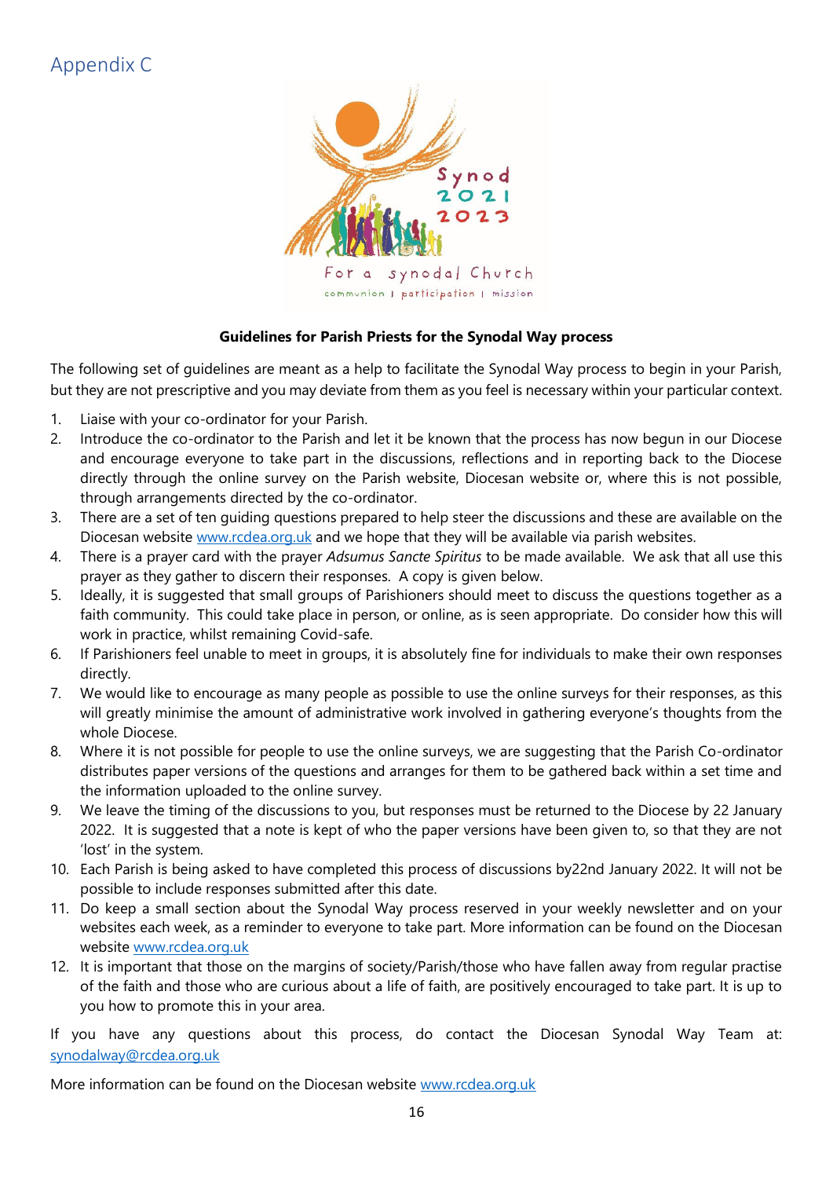# Appendix C

**Guidelines for Parish Priests for the Synodal Way process**

The following set of guidelines are meant as a help to facilitate the Synodal Way process to begin in your Parish, but they are not prescriptive and you may deviate from them as you feel is necessary within your particular context.

1. Liaise with your co-ordinator for your Parish.
2. Introduce the co-ordinator to the Parish and let it be known that the process has now begun in our Diocese and encourage everyone to take part in the discussions, reflections and in reporting back to the Diocese directly through the online survey on the Parish website, Diocesan website or, where this is not possible, through arrangements directed by the co-ordinator.
3. There are a set of ten guiding questions prepared to help steer the discussions and these are available on the Diocesan website www.rcdea.org.uk and we hope that they will be available via parish websites.
4. There is a prayer card with the prayer *Adsumus Sancte Spiritus* to be made available. We ask that all use this prayer as they gather to discern their responses. A copy is given below.
5. Ideally, it is suggested that small groups of Parishioners should meet to discuss the questions together as a faith community. This could take place in person, or online, as is seen appropriate. Do consider how this will work in practice, whilst remaining Covid-safe.
6. If Parishioners feel unable to meet in groups, it is absolutely fine for individuals to make their own responses directly.
7. We would like to encourage as many people as possible to use the online surveys for their responses, as this will greatly minimise the amount of administrative work involved in gathering everyone's thoughts from the whole Diocese.
8. Where it is not possible for people to use the online surveys, we are suggesting that the Parish Co-ordinator distributes paper versions of the questions and arranges for them to be gathered back within a set time and the information uploaded to the online survey.
9. We leave the timing of the discussions to you, but responses must be returned to the Diocese by 22 January 2022. It is suggested that a note is kept of who the paper versions have been given to, so that they are not 'lost' in the system.
10. Each Parish is being asked to have completed this process of discussions by22nd January 2022. It will not be possible to include responses submitted after this date.
11. Do keep a small section about the Synodal Way process reserved in your weekly newsletter and on your websites each week, as a reminder to everyone to take part. More information can be found on the Diocesan website www.rcdea.org.uk
12. It is important that those on the margins of society/Parish/those who have fallen away from regular practise of the faith and those who are curious about a life of faith, are positively encouraged to take part. It is up to you how to promote this in your area.

If you have any questions about this process, do contact the Diocesan Synodal Way Team at: synodalway@rcdea.org.uk

More information can be found on the Diocesan website www.rcdea.org.uk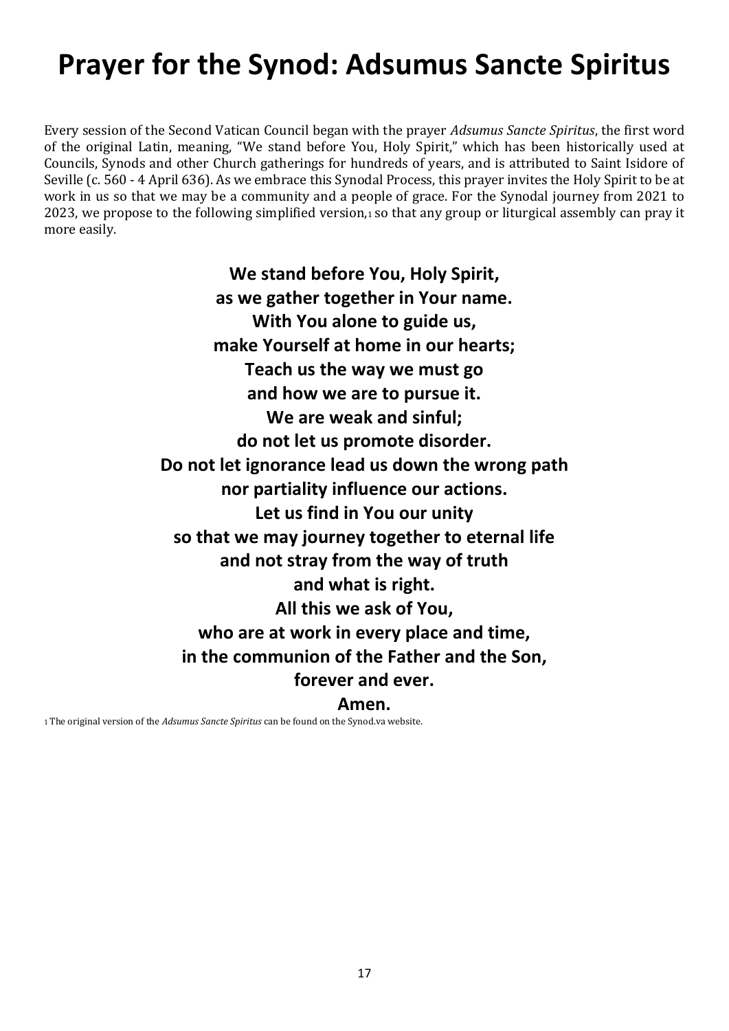# Prayer for the Synod: Adsumus Sancte Spiritus

Every session of the Second Vatican Council began with the prayer *Adsumus Sancte Spiritus*, the first word of the original Latin, meaning, "We stand before You, Holy Spirit," which has been historically used at Councils, Synods and other Church gatherings for hundreds of years, and is attributed to Saint Isidore of Seville (c. 560 - 4 April 636). As we embrace this Synodal Process, this prayer invites the Holy Spirit to be at work in us so that we may be a community and a people of grace. For the Synodal journey from 2021 to 2023, we propose to the following simplified version,[1] so that any group or liturgical assembly can pray it more easily.

**We stand before You, Holy Spirit,**
**as we gather together in Your name.**
**With You alone to guide us,**
**make Yourself at home in our hearts;**
**Teach us the way we must go**
**and how we are to pursue it.**
**We are weak and sinful;**
**do not let us promote disorder.**
**Do not let ignorance lead us down the wrong path**
**nor partiality influence our actions.**
**Let us find in You our unity**
**so that we may journey together to eternal life**
**and not stray from the way of truth**
**and what is right.**
**All this we ask of You,**
**who are at work in every place and time,**
**in the communion of the Father and the Son,**
**forever and ever.**
**Amen.**

[1] The original version of the *Adsumus Sancte Spiritus* can be found on the Synod.va website.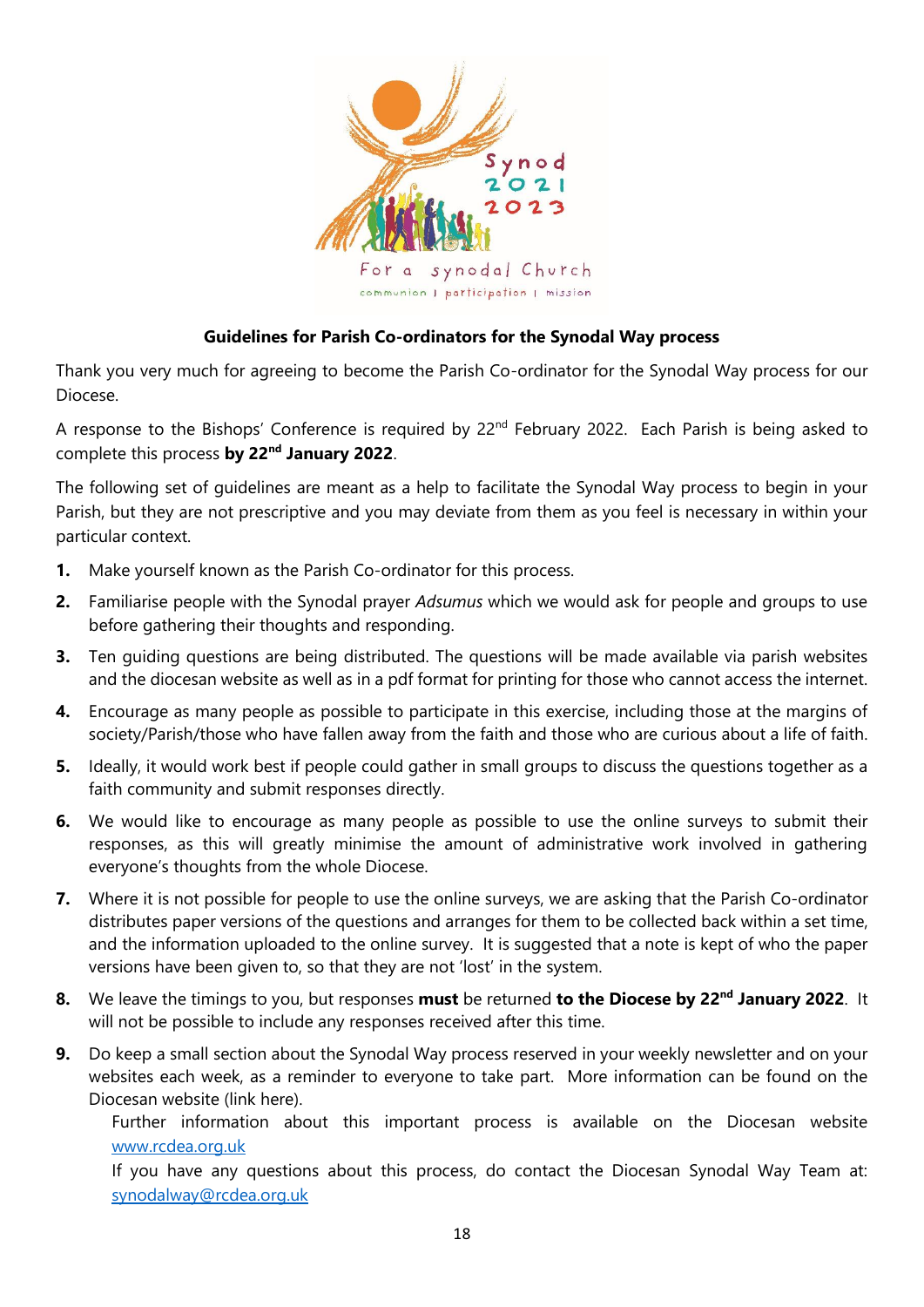**Guidelines for Parish Co-ordinators for the Synodal Way process**

Thank you very much for agreeing to become the Parish Co-ordinator for the Synodal Way process for our Diocese.

A response to the Bishops' Conference is required by 22nd February 2022. Each Parish is being asked to complete this process **by 22nd January 2022**.

The following set of guidelines are meant as a help to facilitate the Synodal Way process to begin in your Parish, but they are not prescriptive and you may deviate from them as you feel is necessary in within your particular context.

1. Make yourself known as the Parish Co-ordinator for this process.
2. Familiarise people with the Synodal prayer *Adsumus* which we would ask for people and groups to use before gathering their thoughts and responding.
3. Ten guiding questions are being distributed. The questions will be made available via parish websites and the diocesan website as well as in a pdf format for printing for those who cannot access the internet.
4. Encourage as many people as possible to participate in this exercise, including those at the margins of society/Parish/those who have fallen away from the faith and those who are curious about a life of faith.
5. Ideally, it would work best if people could gather in small groups to discuss the questions together as a faith community and submit responses directly.
6. We would like to encourage as many people as possible to use the online surveys to submit their responses, as this will greatly minimise the amount of administrative work involved in gathering everyone's thoughts from the whole Diocese.
7. Where it is not possible for people to use the online surveys, we are asking that the Parish Co-ordinator distributes paper versions of the questions and arranges for them to be collected back within a set time, and the information uploaded to the online survey. It is suggested that a note is kept of who the paper versions have been given to, so that they are not 'lost' in the system.
8. We leave the timings to you, but responses **must** be returned **to the Diocese by 22nd January 2022**. It will not be possible to include any responses received after this time.
9. Do keep a small section about the Synodal Way process reserved in your weekly newsletter and on your websites each week, as a reminder to everyone to take part. More information can be found on the Diocesan website (link here).

   Further information about this important process is available on the Diocesan website [www.rcdea.org.uk](www.rcdea.org.uk)

   If you have any questions about this process, do contact the Diocesan Synodal Way Team at: [synodalway@rcdea.org.uk](mailto:synodalway@rcdea.org.uk)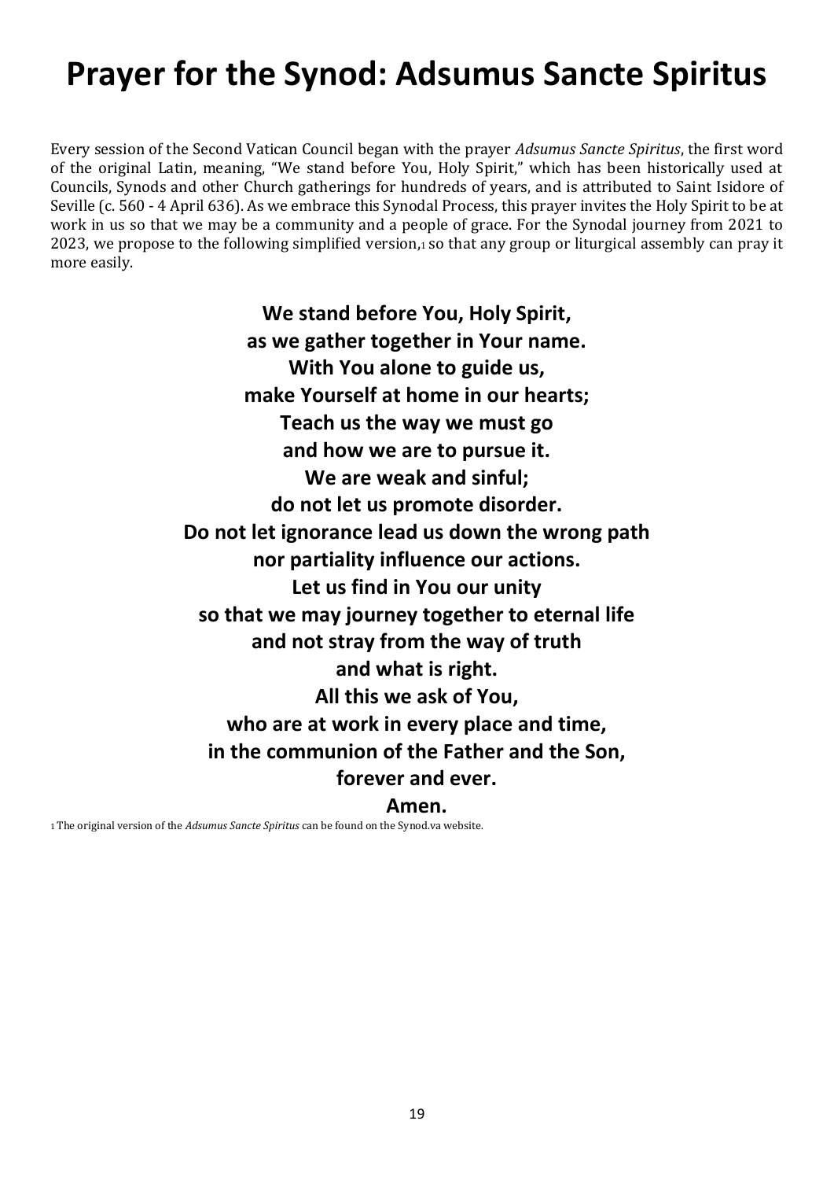# Prayer for the Synod: Adsumus Sancte Spiritus

Every session of the Second Vatican Council began with the prayer *Adsumus Sancte Spiritus*, the first word of the original Latin, meaning, "We stand before You, Holy Spirit," which has been historically used at Councils, Synods and other Church gatherings for hundreds of years, and is attributed to Saint Isidore of Seville (c. 560 - 4 April 636). As we embrace this Synodal Process, this prayer invites the Holy Spirit to be at work in us so that we may be a community and a people of grace. For the Synodal journey from 2021 to 2023, we propose to the following simplified version,[1] so that any group or liturgical assembly can pray it more easily.

**We stand before You, Holy Spirit,**
**as we gather together in Your name.**
**With You alone to guide us,**
**make Yourself at home in our hearts;**
**Teach us the way we must go**
**and how we are to pursue it.**
**We are weak and sinful;**
**do not let us promote disorder.**
**Do not let ignorance lead us down the wrong path**
**nor partiality influence our actions.**
**Let us find in You our unity**
**so that we may journey together to eternal life**
**and not stray from the way of truth**
**and what is right.**
**All this we ask of You,**
**who are at work in every place and time,**
**in the communion of the Father and the Son,**
**forever and ever.**
**Amen.**

[1] The original version of the *Adsumus Sancte Spiritus* can be found on the Synod.va website.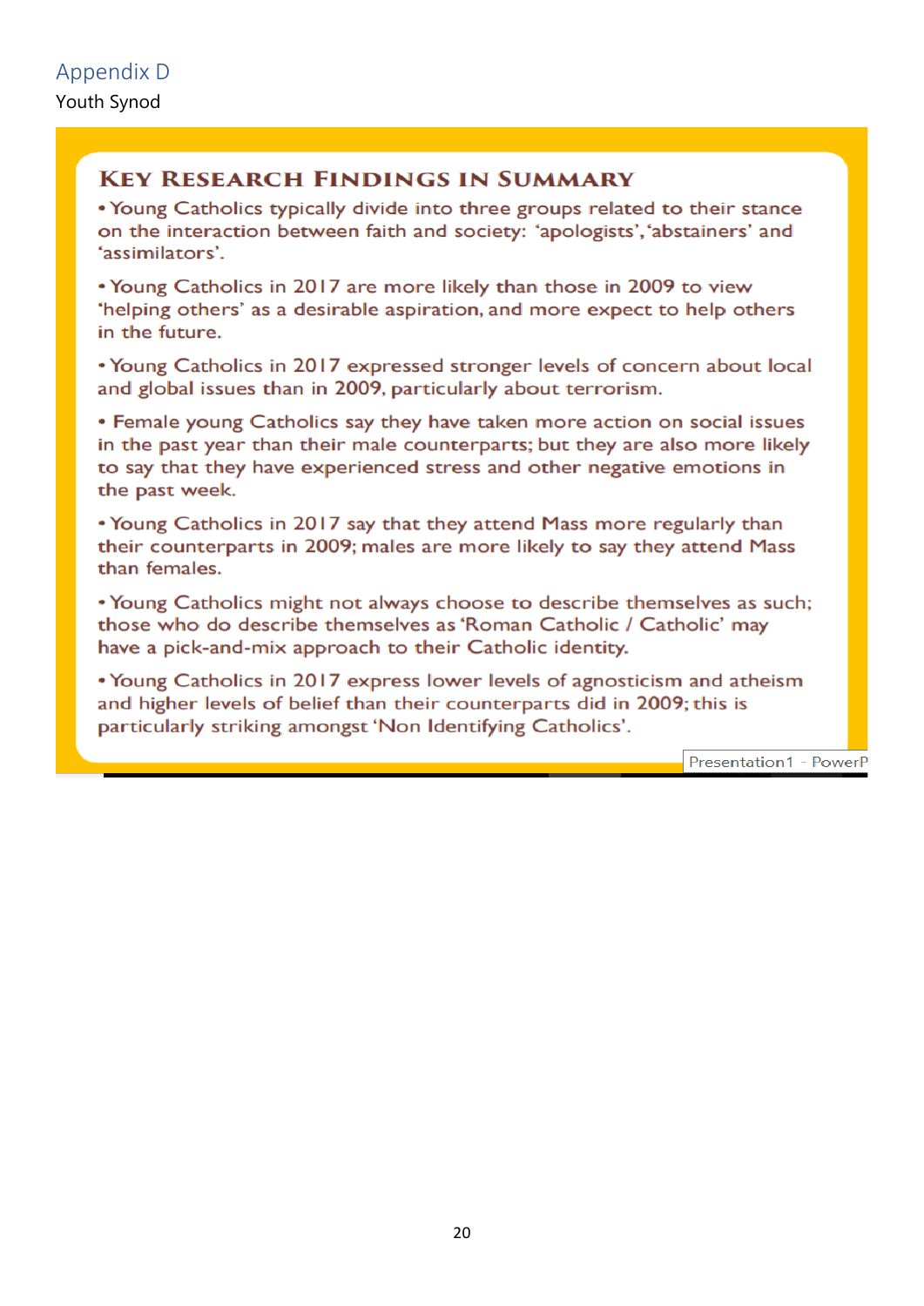# Appendix D

Youth Synod

## Key Research Findings in Summary

- Young Catholics typically divide into three groups related to their stance on the interaction between faith and society: 'apologists', 'abstainers' and 'assimilators'.
- Young Catholics in 2017 are more likely than those in 2009 to view 'helping others' as a desirable aspiration, and more expect to help others in the future.
- Young Catholics in 2017 expressed stronger levels of concern about local and global issues than in 2009, particularly about terrorism.
- Female young Catholics say they have taken more action on social issues in the past year than their male counterparts; but they are also more likely to say that they have experienced stress and other negative emotions in the past week.
- Young Catholics in 2017 say that they attend Mass more regularly than their counterparts in 2009; males are more likely to say they attend Mass than females.
- Young Catholics might not always choose to describe themselves as such; those who do describe themselves as 'Roman Catholic / Catholic' may have a pick-and-mix approach to their Catholic identity.
- Young Catholics in 2017 express lower levels of agnosticism and atheism and higher levels of belief than their counterparts did in 2009; this is particularly striking amongst 'Non Identifying Catholics'.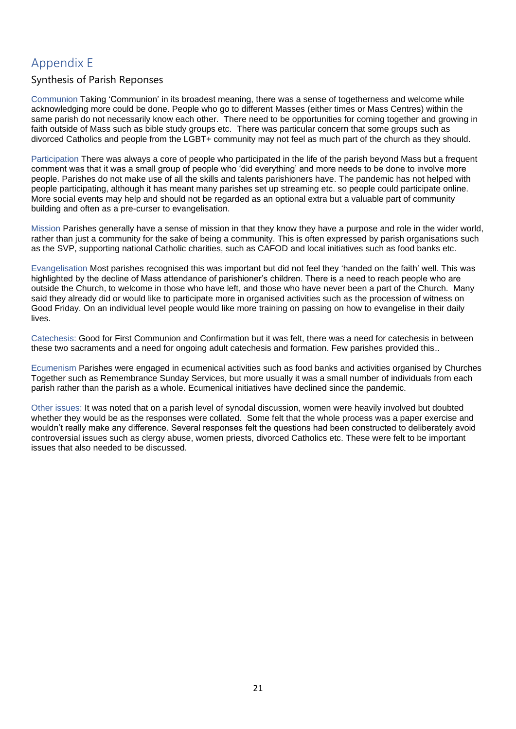# Appendix E

## Synthesis of Parish Reponses

Communion Taking 'Communion' in its broadest meaning, there was a sense of togetherness and welcome while acknowledging more could be done. People who go to different Masses (either times or Mass Centres) within the same parish do not necessarily know each other. There need to be opportunities for coming together and growing in faith outside of Mass such as bible study groups etc. There was particular concern that some groups such as divorced Catholics and people from the LGBT+ community may not feel as much part of the church as they should.

Participation There was always a core of people who participated in the life of the parish beyond Mass but a frequent comment was that it was a small group of people who 'did everything' and more needs to be done to involve more people. Parishes do not make use of all the skills and talents parishioners have. The pandemic has not helped with people participating, although it has meant many parishes set up streaming etc. so people could participate online. More social events may help and should not be regarded as an optional extra but a valuable part of community building and often as a pre-curser to evangelisation.

Mission Parishes generally have a sense of mission in that they know they have a purpose and role in the wider world, rather than just a community for the sake of being a community. This is often expressed by parish organisations such as the SVP, supporting national Catholic charities, such as CAFOD and local initiatives such as food banks etc.

Evangelisation Most parishes recognised this was important but did not feel they 'handed on the faith' well. This was highlighted by the decline of Mass attendance of parishioner's children. There is a need to reach people who are outside the Church, to welcome in those who have left, and those who have never been a part of the Church. Many said they already did or would like to participate more in organised activities such as the procession of witness on Good Friday. On an individual level people would like more training on passing on how to evangelise in their daily lives.

Catechesis: Good for First Communion and Confirmation but it was felt, there was a need for catechesis in between these two sacraments and a need for ongoing adult catechesis and formation. Few parishes provided this..

Ecumenism Parishes were engaged in ecumenical activities such as food banks and activities organised by Churches Together such as Remembrance Sunday Services, but more usually it was a small number of individuals from each parish rather than the parish as a whole. Ecumenical initiatives have declined since the pandemic.

Other issues: It was noted that on a parish level of synodal discussion, women were heavily involved but doubted whether they would be as the responses were collated. Some felt that the whole process was a paper exercise and wouldn't really make any difference. Several responses felt the questions had been constructed to deliberately avoid controversial issues such as clergy abuse, women priests, divorced Catholics etc. These were felt to be important issues that also needed to be discussed.